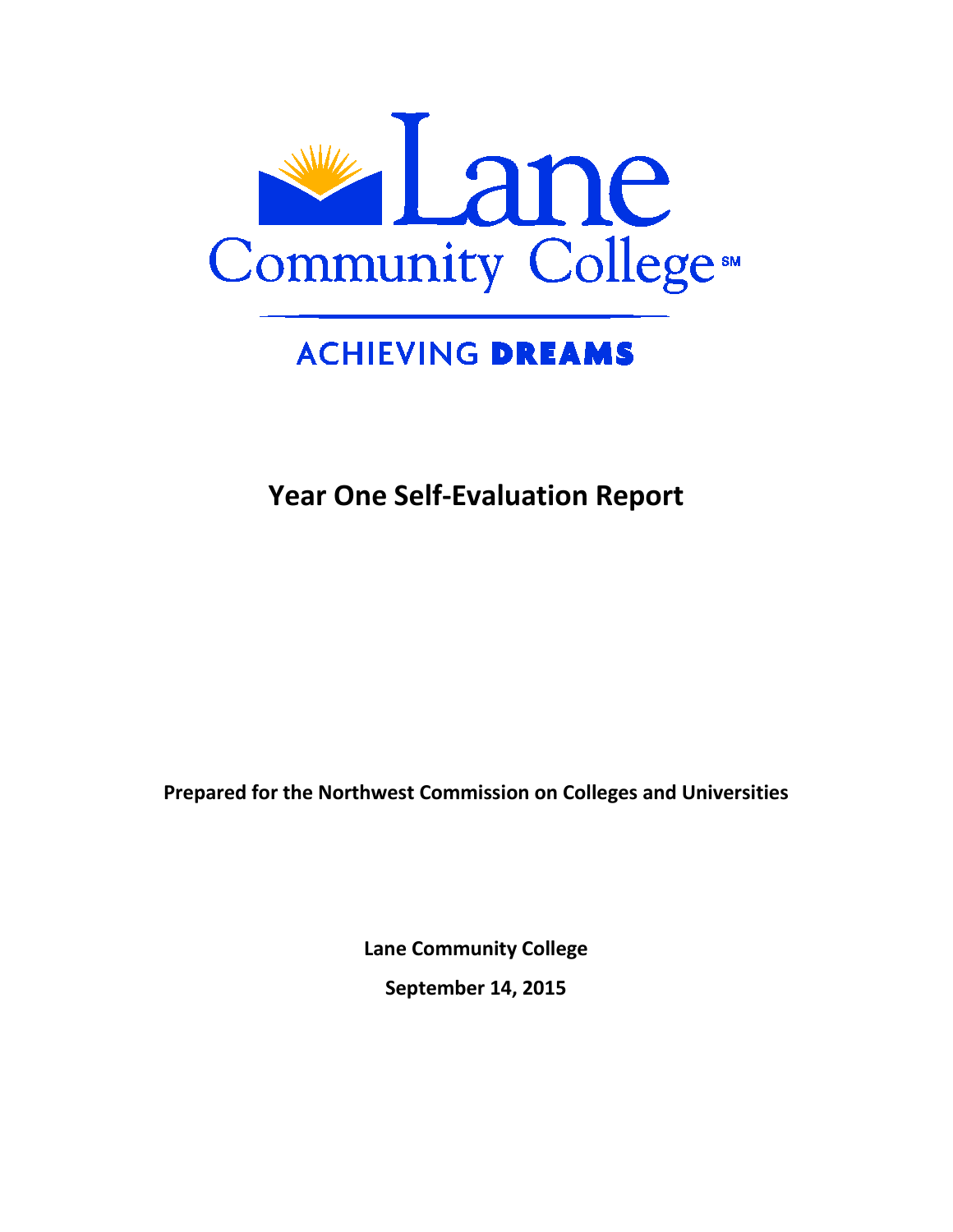Lane Community College[SM]

ACHIEVING **DREAMS**

# Year One Self-Evaluation Report

**Prepared for the Northwest Commission on Colleges and Universities**

**Lane Community College**

**September 14, 2015**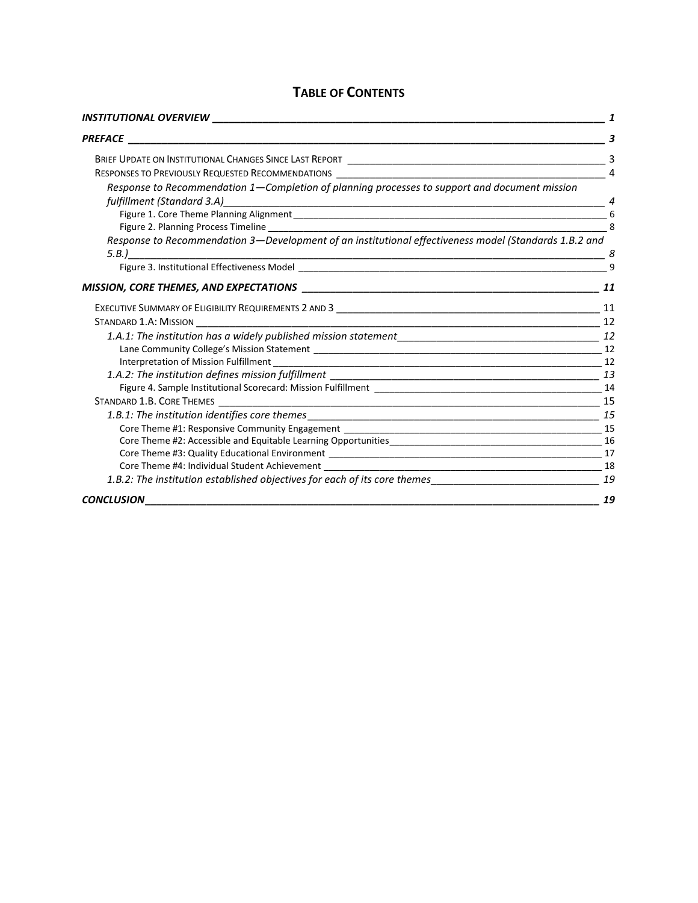# Table of Contents

***Institutional Overview*** — ***1***

***Preface*** — ***3***

- Brief Update on Institutional Changes Since Last Report — 3
- Responses to Previously Requested Recommendations — 4
  - *Response to Recommendation 1—Completion of planning processes to support and document mission fulfillment (Standard 3.A)* — *4*
    - Figure 1. Core Theme Planning Alignment — 6
    - Figure 2. Planning Process Timeline — 8
  - *Response to Recommendation 3—Development of an institutional effectiveness model (Standards 1.B.2 and 5.B.)* — *8*
    - Figure 3. Institutional Effectiveness Model — 9

***Mission, Core Themes, and Expectations*** — ***11***

- Executive Summary of Eligibility Requirements 2 and 3 — 11
- Standard 1.A: Mission — 12
  - *1.A.1: The institution has a widely published mission statement* — *12*
    - Lane Community College's Mission Statement — 12
    - Interpretation of Mission Fulfillment — 12
  - *1.A.2: The institution defines mission fulfillment* — *13*
    - Figure 4. Sample Institutional Scorecard: Mission Fulfillment — 14
- Standard 1.B. Core Themes — 15
  - *1.B.1: The institution identifies core themes* — *15*
    - Core Theme #1: Responsive Community Engagement — 15
    - Core Theme #2: Accessible and Equitable Learning Opportunities — 16
    - Core Theme #3: Quality Educational Environment — 17
    - Core Theme #4: Individual Student Achievement — 18
  - *1.B.2: The institution established objectives for each of its core themes* — *19*

***Conclusion*** — ***19***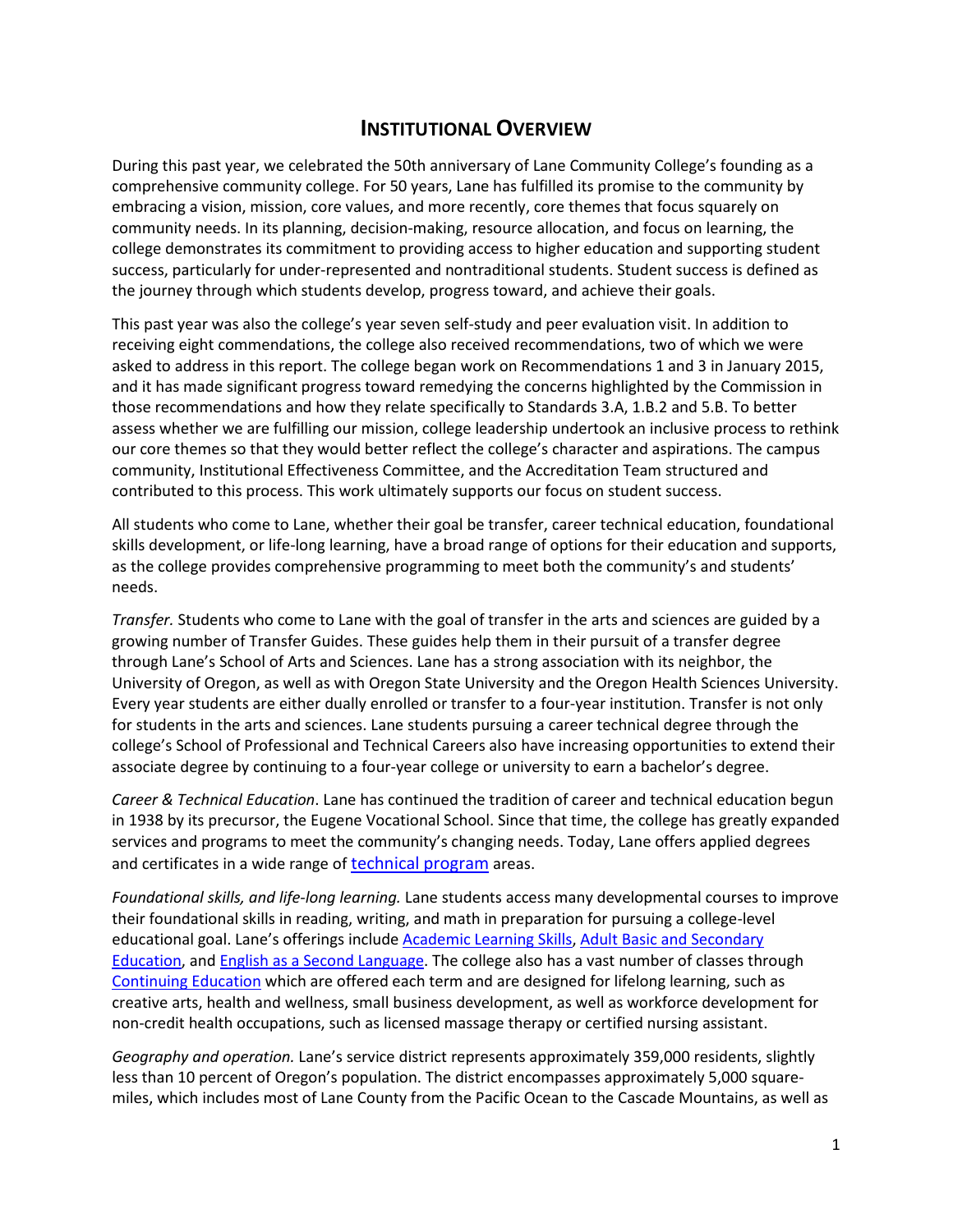# INSTITUTIONAL OVERVIEW

During this past year, we celebrated the 50th anniversary of Lane Community College's founding as a comprehensive community college. For 50 years, Lane has fulfilled its promise to the community by embracing a vision, mission, core values, and more recently, core themes that focus squarely on community needs. In its planning, decision-making, resource allocation, and focus on learning, the college demonstrates its commitment to providing access to higher education and supporting student success, particularly for under-represented and nontraditional students. Student success is defined as the journey through which students develop, progress toward, and achieve their goals.

This past year was also the college's year seven self-study and peer evaluation visit. In addition to receiving eight commendations, the college also received recommendations, two of which we were asked to address in this report. The college began work on Recommendations 1 and 3 in January 2015, and it has made significant progress toward remedying the concerns highlighted by the Commission in those recommendations and how they relate specifically to Standards 3.A, 1.B.2 and 5.B. To better assess whether we are fulfilling our mission, college leadership undertook an inclusive process to rethink our core themes so that they would better reflect the college's character and aspirations. The campus community, Institutional Effectiveness Committee, and the Accreditation Team structured and contributed to this process. This work ultimately supports our focus on student success.

All students who come to Lane, whether their goal be transfer, career technical education, foundational skills development, or life-long learning, have a broad range of options for their education and supports, as the college provides comprehensive programming to meet both the community's and students' needs.

*Transfer.* Students who come to Lane with the goal of transfer in the arts and sciences are guided by a growing number of Transfer Guides. These guides help them in their pursuit of a transfer degree through Lane's School of Arts and Sciences. Lane has a strong association with its neighbor, the University of Oregon, as well as with Oregon State University and the Oregon Health Sciences University. Every year students are either dually enrolled or transfer to a four-year institution. Transfer is not only for students in the arts and sciences. Lane students pursuing a career technical degree through the college's School of Professional and Technical Careers also have increasing opportunities to extend their associate degree by continuing to a four-year college or university to earn a bachelor's degree.

*Career & Technical Education*. Lane has continued the tradition of career and technical education begun in 1938 by its precursor, the Eugene Vocational School. Since that time, the college has greatly expanded services and programs to meet the community's changing needs. Today, Lane offers applied degrees and certificates in a wide range of technical program areas.

*Foundational skills, and life-long learning.* Lane students access many developmental courses to improve their foundational skills in reading, writing, and math in preparation for pursuing a college-level educational goal. Lane's offerings include Academic Learning Skills, Adult Basic and Secondary Education, and English as a Second Language. The college also has a vast number of classes through Continuing Education which are offered each term and are designed for lifelong learning, such as creative arts, health and wellness, small business development, as well as workforce development for non-credit health occupations, such as licensed massage therapy or certified nursing assistant.

*Geography and operation.* Lane's service district represents approximately 359,000 residents, slightly less than 10 percent of Oregon's population. The district encompasses approximately 5,000 square-miles, which includes most of Lane County from the Pacific Ocean to the Cascade Mountains, as well as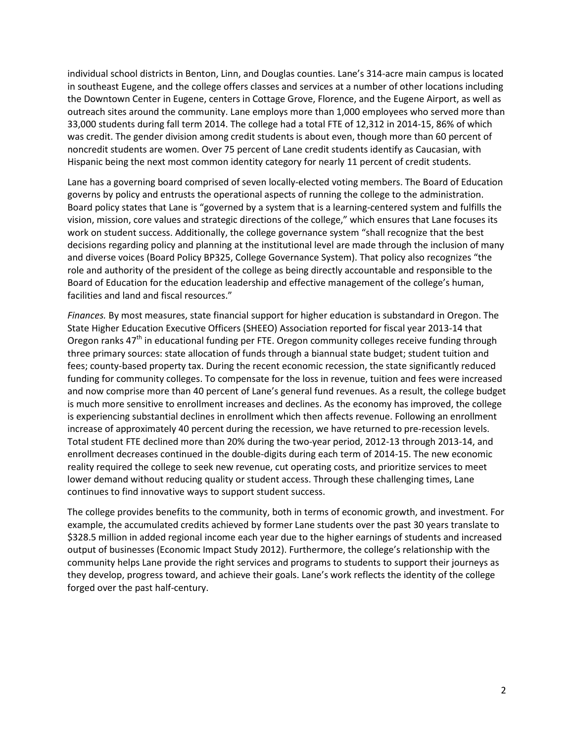individual school districts in Benton, Linn, and Douglas counties. Lane's 314-acre main campus is located in southeast Eugene, and the college offers classes and services at a number of other locations including the Downtown Center in Eugene, centers in Cottage Grove, Florence, and the Eugene Airport, as well as outreach sites around the community. Lane employs more than 1,000 employees who served more than 33,000 students during fall term 2014. The college had a total FTE of 12,312 in 2014-15, 86% of which was credit. The gender division among credit students is about even, though more than 60 percent of noncredit students are women. Over 75 percent of Lane credit students identify as Caucasian, with Hispanic being the next most common identity category for nearly 11 percent of credit students.

Lane has a governing board comprised of seven locally-elected voting members. The Board of Education governs by policy and entrusts the operational aspects of running the college to the administration. Board policy states that Lane is "governed by a system that is a learning-centered system and fulfills the vision, mission, core values and strategic directions of the college," which ensures that Lane focuses its work on student success. Additionally, the college governance system "shall recognize that the best decisions regarding policy and planning at the institutional level are made through the inclusion of many and diverse voices (Board Policy BP325, College Governance System). That policy also recognizes "the role and authority of the president of the college as being directly accountable and responsible to the Board of Education for the education leadership and effective management of the college's human, facilities and land and fiscal resources."

*Finances.* By most measures, state financial support for higher education is substandard in Oregon. The State Higher Education Executive Officers (SHEEO) Association reported for fiscal year 2013-14 that Oregon ranks 47th in educational funding per FTE. Oregon community colleges receive funding through three primary sources: state allocation of funds through a biannual state budget; student tuition and fees; county-based property tax. During the recent economic recession, the state significantly reduced funding for community colleges. To compensate for the loss in revenue, tuition and fees were increased and now comprise more than 40 percent of Lane's general fund revenues. As a result, the college budget is much more sensitive to enrollment increases and declines. As the economy has improved, the college is experiencing substantial declines in enrollment which then affects revenue. Following an enrollment increase of approximately 40 percent during the recession, we have returned to pre-recession levels. Total student FTE declined more than 20% during the two-year period, 2012-13 through 2013-14, and enrollment decreases continued in the double-digits during each term of 2014-15. The new economic reality required the college to seek new revenue, cut operating costs, and prioritize services to meet lower demand without reducing quality or student access. Through these challenging times, Lane continues to find innovative ways to support student success.

The college provides benefits to the community, both in terms of economic growth, and investment. For example, the accumulated credits achieved by former Lane students over the past 30 years translate to $328.5 million in added regional income each year due to the higher earnings of students and increased output of businesses (Economic Impact Study 2012). Furthermore, the college's relationship with the community helps Lane provide the right services and programs to students to support their journeys as they develop, progress toward, and achieve their goals. Lane's work reflects the identity of the college forged over the past half-century.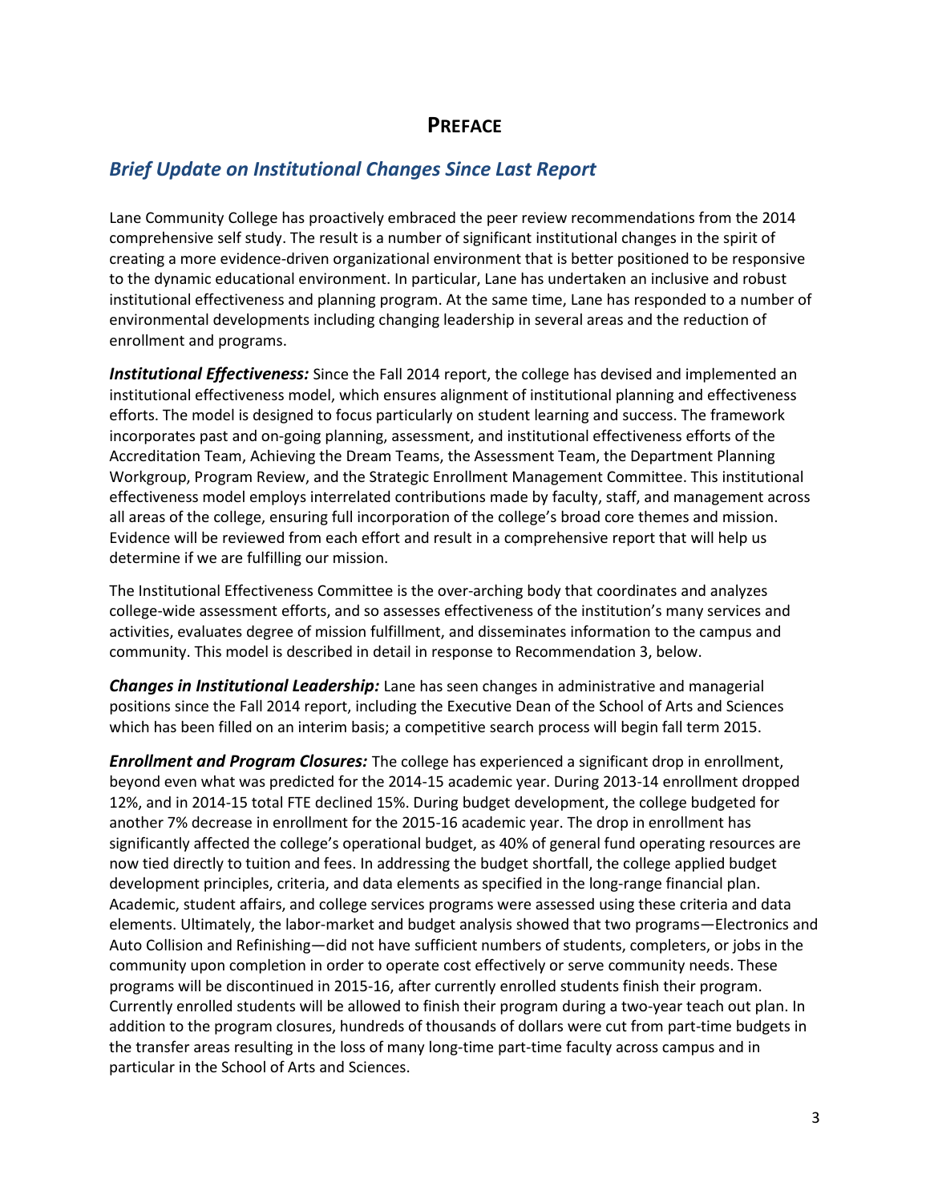# PREFACE

## *Brief Update on Institutional Changes Since Last Report*

Lane Community College has proactively embraced the peer review recommendations from the 2014 comprehensive self study. The result is a number of significant institutional changes in the spirit of creating a more evidence-driven organizational environment that is better positioned to be responsive to the dynamic educational environment. In particular, Lane has undertaken an inclusive and robust institutional effectiveness and planning program. At the same time, Lane has responded to a number of environmental developments including changing leadership in several areas and the reduction of enrollment and programs.

***Institutional Effectiveness:*** Since the Fall 2014 report, the college has devised and implemented an institutional effectiveness model, which ensures alignment of institutional planning and effectiveness efforts. The model is designed to focus particularly on student learning and success. The framework incorporates past and on-going planning, assessment, and institutional effectiveness efforts of the Accreditation Team, Achieving the Dream Teams, the Assessment Team, the Department Planning Workgroup, Program Review, and the Strategic Enrollment Management Committee. This institutional effectiveness model employs interrelated contributions made by faculty, staff, and management across all areas of the college, ensuring full incorporation of the college's broad core themes and mission. Evidence will be reviewed from each effort and result in a comprehensive report that will help us determine if we are fulfilling our mission.

The Institutional Effectiveness Committee is the over-arching body that coordinates and analyzes college-wide assessment efforts, and so assesses effectiveness of the institution's many services and activities, evaluates degree of mission fulfillment, and disseminates information to the campus and community. This model is described in detail in response to Recommendation 3, below.

***Changes in Institutional Leadership:*** Lane has seen changes in administrative and managerial positions since the Fall 2014 report, including the Executive Dean of the School of Arts and Sciences which has been filled on an interim basis; a competitive search process will begin fall term 2015.

***Enrollment and Program Closures:*** The college has experienced a significant drop in enrollment, beyond even what was predicted for the 2014-15 academic year. During 2013-14 enrollment dropped 12%, and in 2014-15 total FTE declined 15%. During budget development, the college budgeted for another 7% decrease in enrollment for the 2015-16 academic year. The drop in enrollment has significantly affected the college's operational budget, as 40% of general fund operating resources are now tied directly to tuition and fees. In addressing the budget shortfall, the college applied budget development principles, criteria, and data elements as specified in the long-range financial plan. Academic, student affairs, and college services programs were assessed using these criteria and data elements. Ultimately, the labor-market and budget analysis showed that two programs—Electronics and Auto Collision and Refinishing—did not have sufficient numbers of students, completers, or jobs in the community upon completion in order to operate cost effectively or serve community needs. These programs will be discontinued in 2015-16, after currently enrolled students finish their program. Currently enrolled students will be allowed to finish their program during a two-year teach out plan. In addition to the program closures, hundreds of thousands of dollars were cut from part-time budgets in the transfer areas resulting in the loss of many long-time part-time faculty across campus and in particular in the School of Arts and Sciences.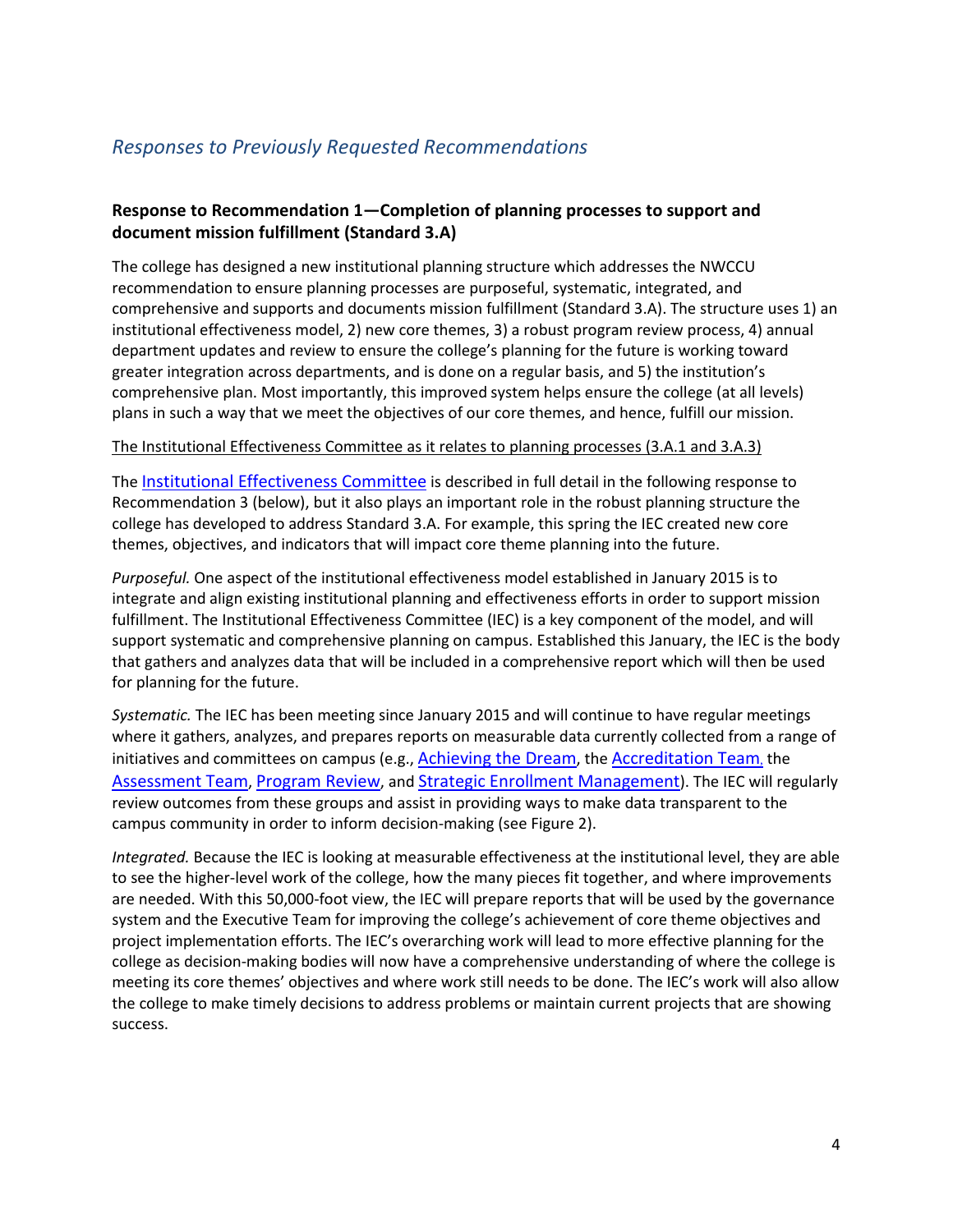## *Responses to Previously Requested Recommendations*

### Response to Recommendation 1—Completion of planning processes to support and document mission fulfillment (Standard 3.A)

The college has designed a new institutional planning structure which addresses the NWCCU recommendation to ensure planning processes are purposeful, systematic, integrated, and comprehensive and supports and documents mission fulfillment (Standard 3.A). The structure uses 1) an institutional effectiveness model, 2) new core themes, 3) a robust program review process, 4) annual department updates and review to ensure the college's planning for the future is working toward greater integration across departments, and is done on a regular basis, and 5) the institution's comprehensive plan. Most importantly, this improved system helps ensure the college (at all levels) plans in such a way that we meet the objectives of our core themes, and hence, fulfill our mission.

The Institutional Effectiveness Committee as it relates to planning processes (3.A.1 and 3.A.3)

The Institutional Effectiveness Committee is described in full detail in the following response to Recommendation 3 (below), but it also plays an important role in the robust planning structure the college has developed to address Standard 3.A. For example, this spring the IEC created new core themes, objectives, and indicators that will impact core theme planning into the future.

*Purposeful.* One aspect of the institutional effectiveness model established in January 2015 is to integrate and align existing institutional planning and effectiveness efforts in order to support mission fulfillment. The Institutional Effectiveness Committee (IEC) is a key component of the model, and will support systematic and comprehensive planning on campus. Established this January, the IEC is the body that gathers and analyzes data that will be included in a comprehensive report which will then be used for planning for the future.

*Systematic.* The IEC has been meeting since January 2015 and will continue to have regular meetings where it gathers, analyzes, and prepares reports on measurable data currently collected from a range of initiatives and committees on campus (e.g., Achieving the Dream, the Accreditation Team, the Assessment Team, Program Review, and Strategic Enrollment Management). The IEC will regularly review outcomes from these groups and assist in providing ways to make data transparent to the campus community in order to inform decision-making (see Figure 2).

*Integrated.* Because the IEC is looking at measurable effectiveness at the institutional level, they are able to see the higher-level work of the college, how the many pieces fit together, and where improvements are needed. With this 50,000-foot view, the IEC will prepare reports that will be used by the governance system and the Executive Team for improving the college's achievement of core theme objectives and project implementation efforts. The IEC's overarching work will lead to more effective planning for the college as decision-making bodies will now have a comprehensive understanding of where the college is meeting its core themes' objectives and where work still needs to be done. The IEC's work will also allow the college to make timely decisions to address problems or maintain current projects that are showing success.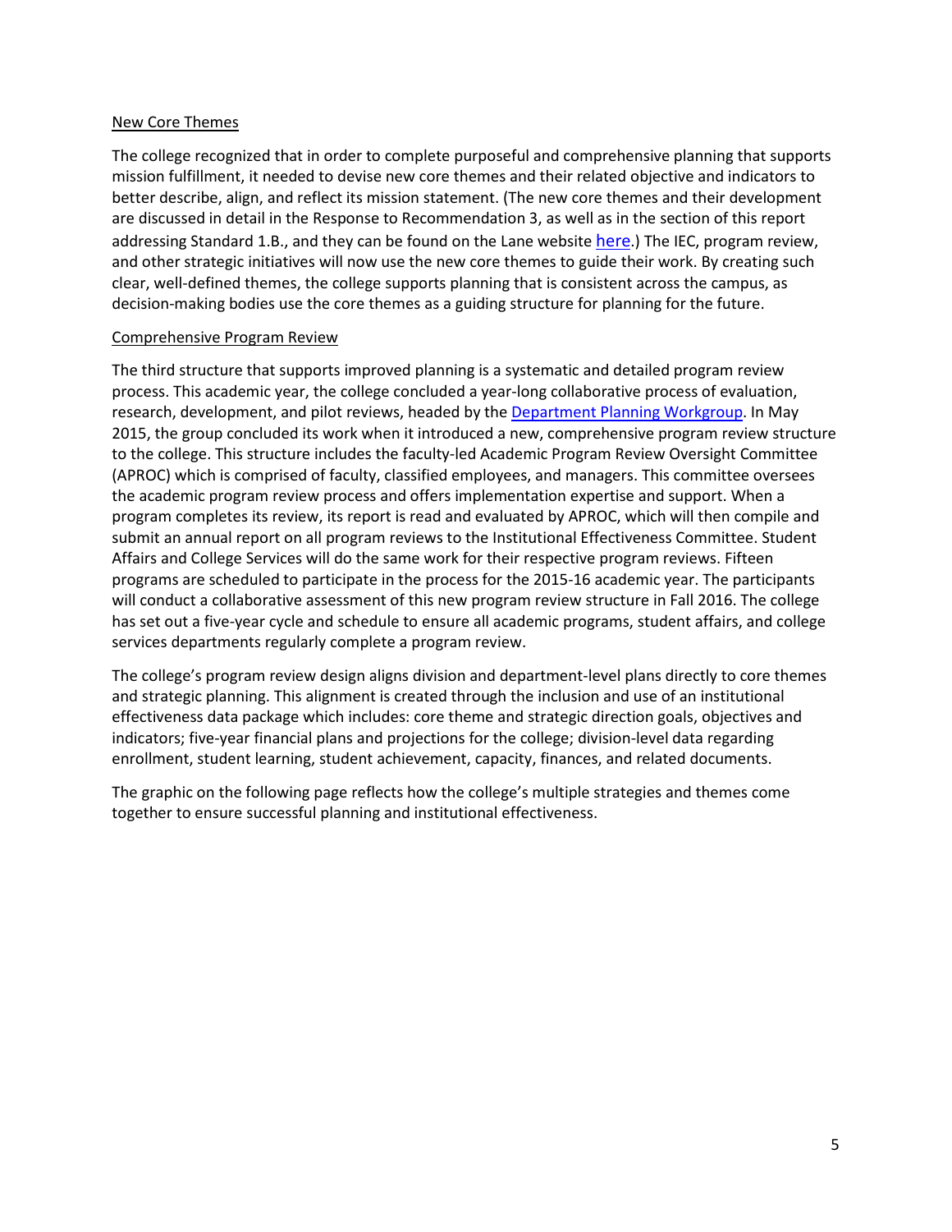New Core Themes

The college recognized that in order to complete purposeful and comprehensive planning that supports mission fulfillment, it needed to devise new core themes and their related objective and indicators to better describe, align, and reflect its mission statement. (The new core themes and their development are discussed in detail in the Response to Recommendation 3, as well as in the section of this report addressing Standard 1.B., and they can be found on the Lane website here.) The IEC, program review, and other strategic initiatives will now use the new core themes to guide their work. By creating such clear, well-defined themes, the college supports planning that is consistent across the campus, as decision-making bodies use the core themes as a guiding structure for planning for the future.

Comprehensive Program Review

The third structure that supports improved planning is a systematic and detailed program review process. This academic year, the college concluded a year-long collaborative process of evaluation, research, development, and pilot reviews, headed by the Department Planning Workgroup. In May 2015, the group concluded its work when it introduced a new, comprehensive program review structure to the college. This structure includes the faculty-led Academic Program Review Oversight Committee (APROC) which is comprised of faculty, classified employees, and managers. This committee oversees the academic program review process and offers implementation expertise and support. When a program completes its review, its report is read and evaluated by APROC, which will then compile and submit an annual report on all program reviews to the Institutional Effectiveness Committee. Student Affairs and College Services will do the same work for their respective program reviews. Fifteen programs are scheduled to participate in the process for the 2015-16 academic year. The participants will conduct a collaborative assessment of this new program review structure in Fall 2016. The college has set out a five-year cycle and schedule to ensure all academic programs, student affairs, and college services departments regularly complete a program review.

The college's program review design aligns division and department-level plans directly to core themes and strategic planning. This alignment is created through the inclusion and use of an institutional effectiveness data package which includes: core theme and strategic direction goals, objectives and indicators; five-year financial plans and projections for the college; division-level data regarding enrollment, student learning, student achievement, capacity, finances, and related documents.

The graphic on the following page reflects how the college's multiple strategies and themes come together to ensure successful planning and institutional effectiveness.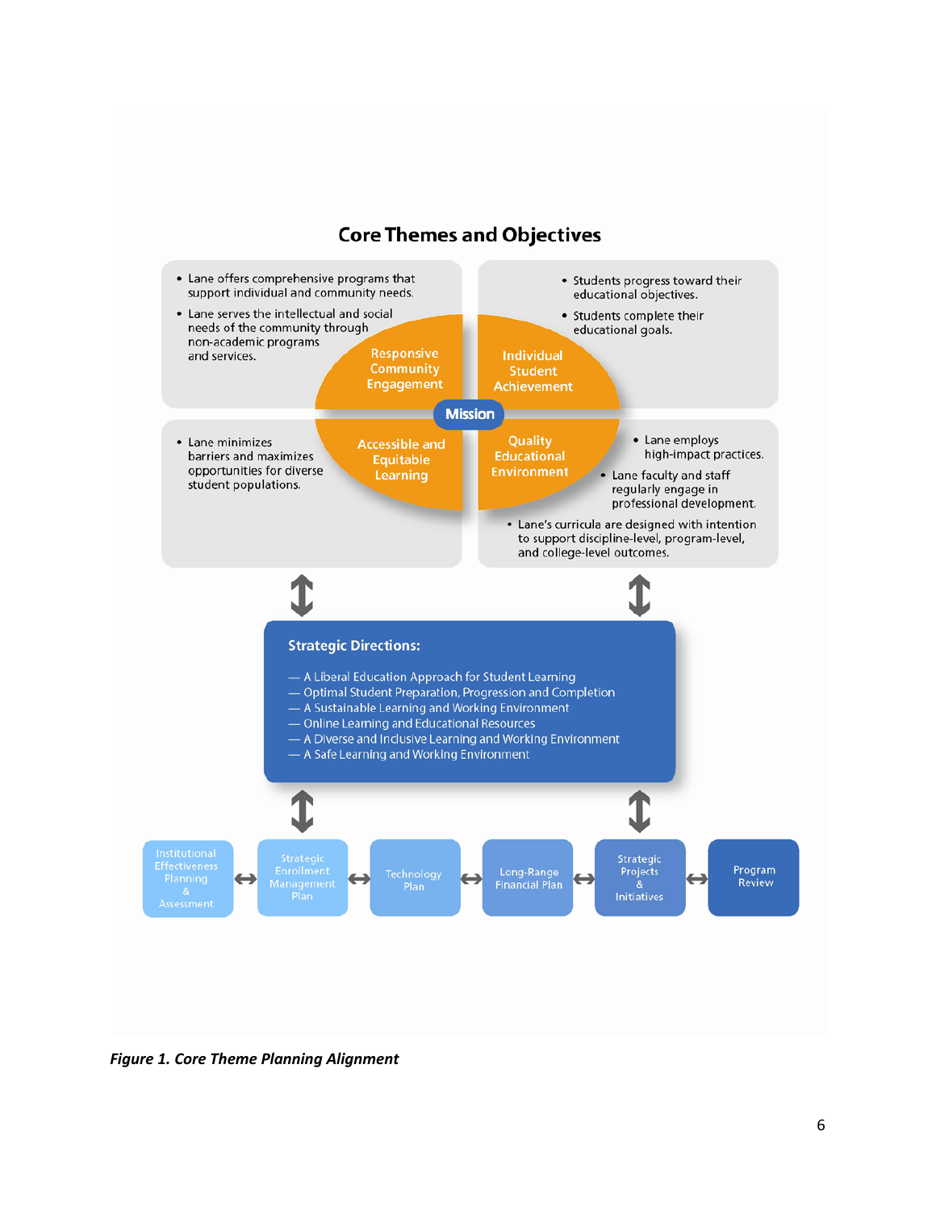## Core Themes and Objectives

**Responsive Community Engagement**

- Lane offers comprehensive programs that support individual and community needs.
- Lane serves the intellectual and social needs of the community through non-academic programs and services.

**Individual Student Achievement**

- Students progress toward their educational objectives.
- Students complete their educational goals.

**Mission**

**Accessible and Equitable Learning**

- Lane minimizes barriers and maximizes opportunities for diverse student populations.

**Quality Educational Environment**

- Lane employs high-impact practices.
- Lane faculty and staff regularly engage in professional development.
- Lane's curricula are designed with intention to support discipline-level, program-level, and college-level outcomes.

**Strategic Directions:**

— A Liberal Education Approach for Student Learning
— Optimal Student Preparation, Progression and Completion
— A Sustainable Learning and Working Environment
— Online Learning and Educational Resources
— A Diverse and Inclusive Learning and Working Environment
— A Safe Learning and Working Environment

Institutional Effectiveness Planning & Assessment ↔ Strategic Enrollment Management Plan ↔ Technology Plan ↔ Long-Range Financial Plan ↔ Strategic Projects & Initiatives ↔ Program Review

***Figure 1. Core Theme Planning Alignment***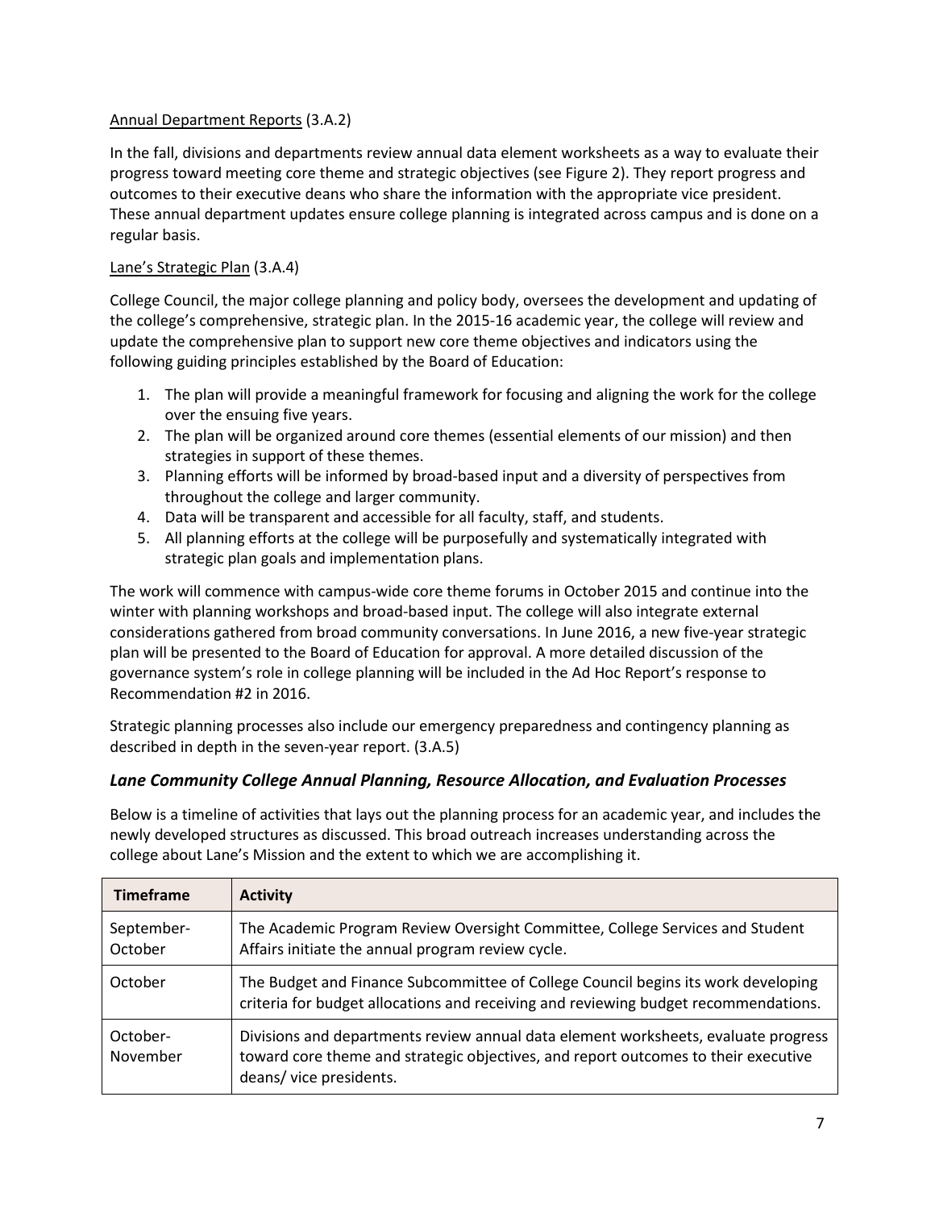Annual Department Reports (3.A.2)

In the fall, divisions and departments review annual data element worksheets as a way to evaluate their progress toward meeting core theme and strategic objectives (see Figure 2). They report progress and outcomes to their executive deans who share the information with the appropriate vice president. These annual department updates ensure college planning is integrated across campus and is done on a regular basis.

Lane's Strategic Plan (3.A.4)

College Council, the major college planning and policy body, oversees the development and updating of the college's comprehensive, strategic plan. In the 2015-16 academic year, the college will review and update the comprehensive plan to support new core theme objectives and indicators using the following guiding principles established by the Board of Education:

1. The plan will provide a meaningful framework for focusing and aligning the work for the college over the ensuing five years.
2. The plan will be organized around core themes (essential elements of our mission) and then strategies in support of these themes.
3. Planning efforts will be informed by broad-based input and a diversity of perspectives from throughout the college and larger community.
4. Data will be transparent and accessible for all faculty, staff, and students.
5. All planning efforts at the college will be purposefully and systematically integrated with strategic plan goals and implementation plans.

The work will commence with campus-wide core theme forums in October 2015 and continue into the winter with planning workshops and broad-based input. The college will also integrate external considerations gathered from broad community conversations. In June 2016, a new five-year strategic plan will be presented to the Board of Education for approval. A more detailed discussion of the governance system's role in college planning will be included in the Ad Hoc Report's response to Recommendation #2 in 2016.

Strategic planning processes also include our emergency preparedness and contingency planning as described in depth in the seven-year report. (3.A.5)

### *Lane Community College Annual Planning, Resource Allocation, and Evaluation Processes*

Below is a timeline of activities that lays out the planning process for an academic year, and includes the newly developed structures as discussed. This broad outreach increases understanding across the college about Lane's Mission and the extent to which we are accomplishing it.

| Timeframe | Activity |
|---|---|
| September-October | The Academic Program Review Oversight Committee, College Services and Student Affairs initiate the annual program review cycle. |
| October | The Budget and Finance Subcommittee of College Council begins its work developing criteria for budget allocations and receiving and reviewing budget recommendations. |
| October-November | Divisions and departments review annual data element worksheets, evaluate progress toward core theme and strategic objectives, and report outcomes to their executive deans/ vice presidents. |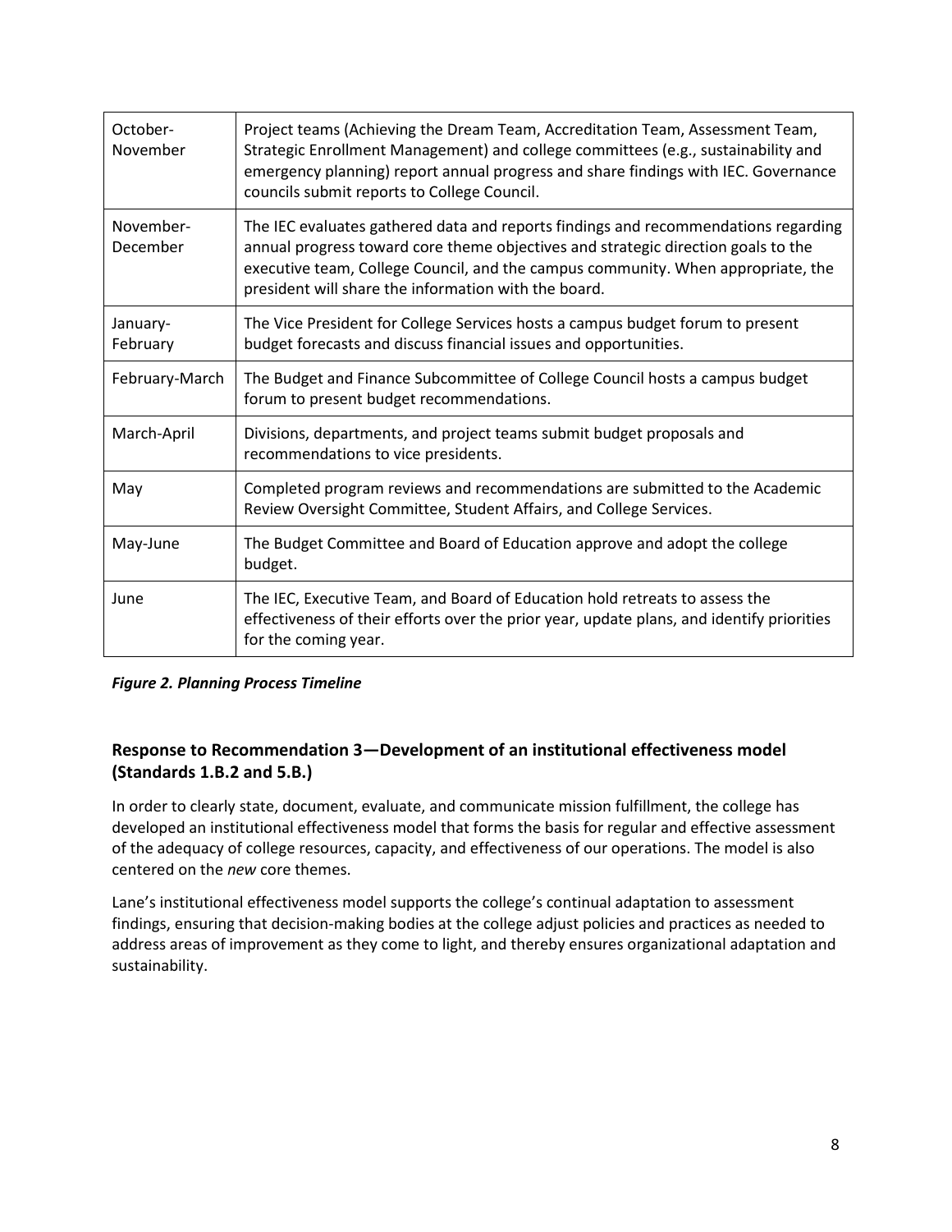| | |
|---|---|
| October-November | Project teams (Achieving the Dream Team, Accreditation Team, Assessment Team, Strategic Enrollment Management) and college committees (e.g., sustainability and emergency planning) report annual progress and share findings with IEC. Governance councils submit reports to College Council. |
| November-December | The IEC evaluates gathered data and reports findings and recommendations regarding annual progress toward core theme objectives and strategic direction goals to the executive team, College Council, and the campus community. When appropriate, the president will share the information with the board. |
| January-February | The Vice President for College Services hosts a campus budget forum to present budget forecasts and discuss financial issues and opportunities. |
| February-March | The Budget and Finance Subcommittee of College Council hosts a campus budget forum to present budget recommendations. |
| March-April | Divisions, departments, and project teams submit budget proposals and recommendations to vice presidents. |
| May | Completed program reviews and recommendations are submitted to the Academic Review Oversight Committee, Student Affairs, and College Services. |
| May-June | The Budget Committee and Board of Education approve and adopt the college budget. |
| June | The IEC, Executive Team, and Board of Education hold retreats to assess the effectiveness of their efforts over the prior year, update plans, and identify priorities for the coming year. |

***Figure 2. Planning Process Timeline***

### Response to Recommendation 3—Development of an institutional effectiveness model (Standards 1.B.2 and 5.B.)

In order to clearly state, document, evaluate, and communicate mission fulfillment, the college has developed an institutional effectiveness model that forms the basis for regular and effective assessment of the adequacy of college resources, capacity, and effectiveness of our operations. The model is also centered on the *new* core themes.

Lane's institutional effectiveness model supports the college's continual adaptation to assessment findings, ensuring that decision-making bodies at the college adjust policies and practices as needed to address areas of improvement as they come to light, and thereby ensures organizational adaptation and sustainability.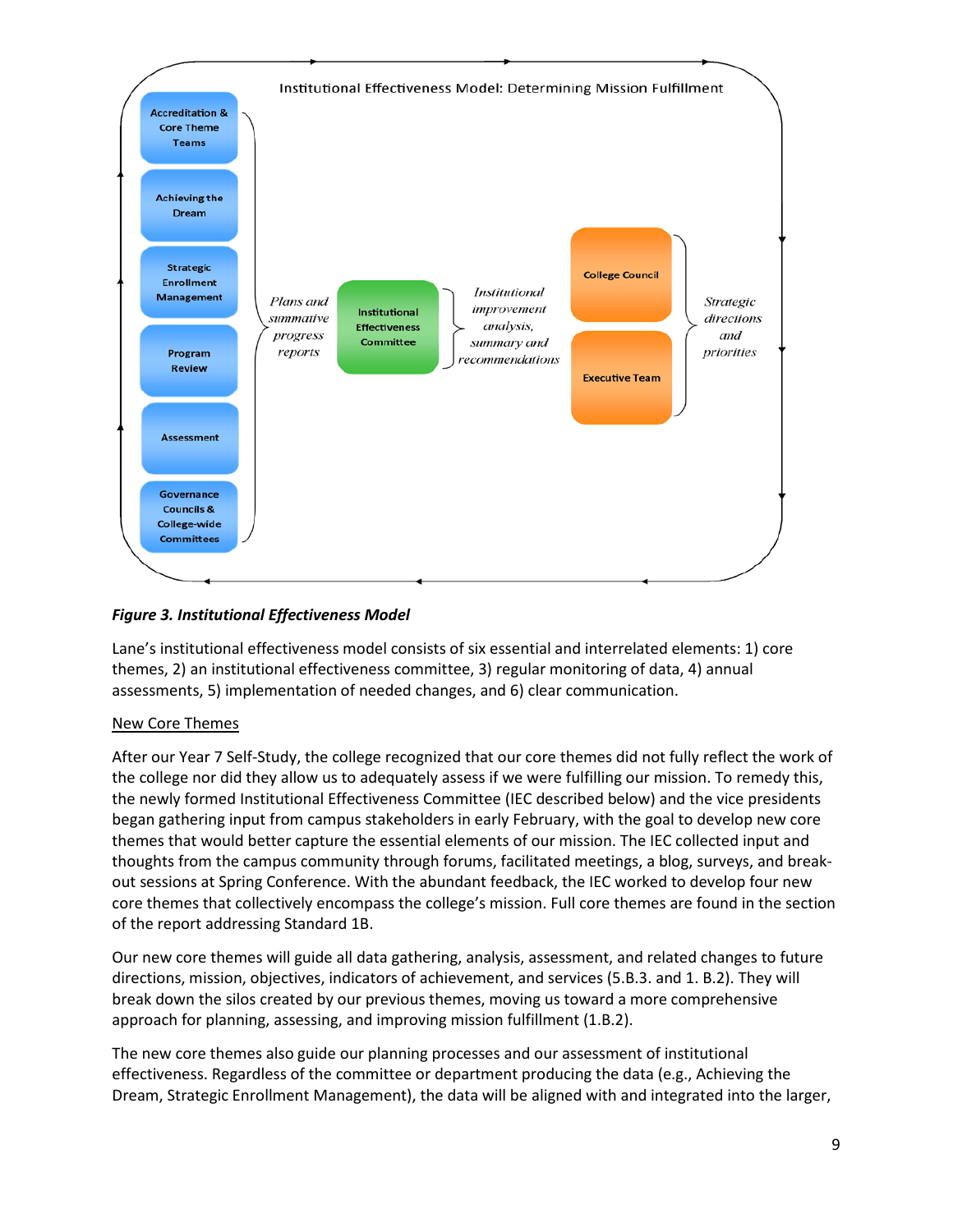Institutional Effectiveness Model: Determining Mission Fulfillment

Accreditation & Core Theme Teams

Achieving the Dream

Strategic Enrollment Management

Program Review

Assessment

Governance Councils & College-wide Committees

Plans and summative progress reports

Institutional Effectiveness Committee

Institutional improvement analysis, summary and recommendations

College Council

Executive Team

Strategic directions and priorities

***Figure 3. Institutional Effectiveness Model***

Lane's institutional effectiveness model consists of six essential and interrelated elements: 1) core themes, 2) an institutional effectiveness committee, 3) regular monitoring of data, 4) annual assessments, 5) implementation of needed changes, and 6) clear communication.

<u>New Core Themes</u>

After our Year 7 Self-Study, the college recognized that our core themes did not fully reflect the work of the college nor did they allow us to adequately assess if we were fulfilling our mission. To remedy this, the newly formed Institutional Effectiveness Committee (IEC described below) and the vice presidents began gathering input from campus stakeholders in early February, with the goal to develop new core themes that would better capture the essential elements of our mission. The IEC collected input and thoughts from the campus community through forums, facilitated meetings, a blog, surveys, and break-out sessions at Spring Conference. With the abundant feedback, the IEC worked to develop four new core themes that collectively encompass the college's mission. Full core themes are found in the section of the report addressing Standard 1B.

Our new core themes will guide all data gathering, analysis, assessment, and related changes to future directions, mission, objectives, indicators of achievement, and services (5.B.3. and 1. B.2). They will break down the silos created by our previous themes, moving us toward a more comprehensive approach for planning, assessing, and improving mission fulfillment (1.B.2).

The new core themes also guide our planning processes and our assessment of institutional effectiveness. Regardless of the committee or department producing the data (e.g., Achieving the Dream, Strategic Enrollment Management), the data will be aligned with and integrated into the larger,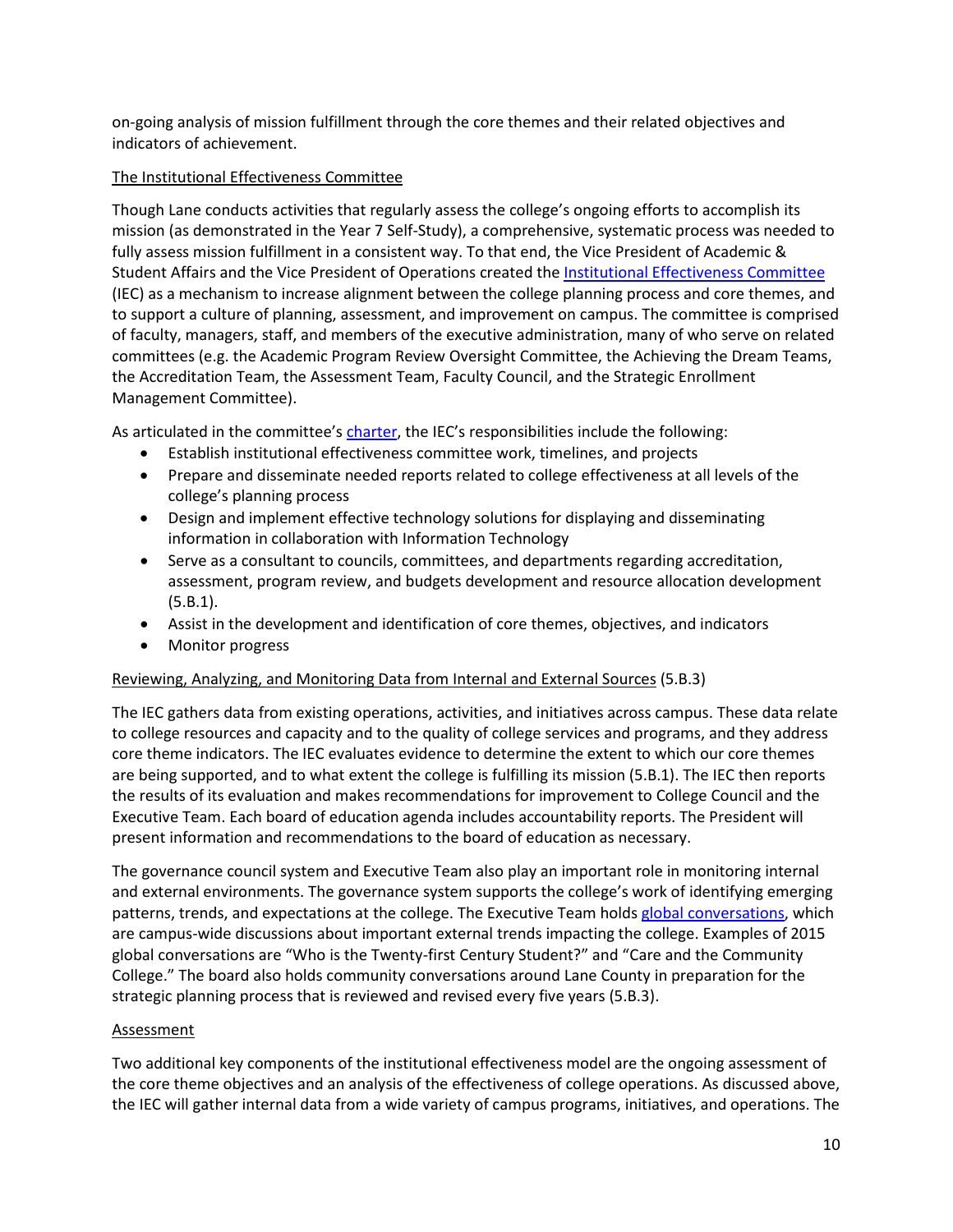on-going analysis of mission fulfillment through the core themes and their related objectives and indicators of achievement.

The Institutional Effectiveness Committee

Though Lane conducts activities that regularly assess the college's ongoing efforts to accomplish its mission (as demonstrated in the Year 7 Self-Study), a comprehensive, systematic process was needed to fully assess mission fulfillment in a consistent way. To that end, the Vice President of Academic & Student Affairs and the Vice President of Operations created the Institutional Effectiveness Committee (IEC) as a mechanism to increase alignment between the college planning process and core themes, and to support a culture of planning, assessment, and improvement on campus. The committee is comprised of faculty, managers, staff, and members of the executive administration, many of who serve on related committees (e.g. the Academic Program Review Oversight Committee, the Achieving the Dream Teams, the Accreditation Team, the Assessment Team, Faculty Council, and the Strategic Enrollment Management Committee).

As articulated in the committee's charter, the IEC's responsibilities include the following:

- Establish institutional effectiveness committee work, timelines, and projects
- Prepare and disseminate needed reports related to college effectiveness at all levels of the college's planning process
- Design and implement effective technology solutions for displaying and disseminating information in collaboration with Information Technology
- Serve as a consultant to councils, committees, and departments regarding accreditation, assessment, program review, and budgets development and resource allocation development (5.B.1).
- Assist in the development and identification of core themes, objectives, and indicators
- Monitor progress

Reviewing, Analyzing, and Monitoring Data from Internal and External Sources (5.B.3)

The IEC gathers data from existing operations, activities, and initiatives across campus. These data relate to college resources and capacity and to the quality of college services and programs, and they address core theme indicators. The IEC evaluates evidence to determine the extent to which our core themes are being supported, and to what extent the college is fulfilling its mission (5.B.1). The IEC then reports the results of its evaluation and makes recommendations for improvement to College Council and the Executive Team. Each board of education agenda includes accountability reports. The President will present information and recommendations to the board of education as necessary.

The governance council system and Executive Team also play an important role in monitoring internal and external environments. The governance system supports the college's work of identifying emerging patterns, trends, and expectations at the college. The Executive Team holds global conversations, which are campus-wide discussions about important external trends impacting the college. Examples of 2015 global conversations are "Who is the Twenty-first Century Student?" and "Care and the Community College." The board also holds community conversations around Lane County in preparation for the strategic planning process that is reviewed and revised every five years (5.B.3).

Assessment

Two additional key components of the institutional effectiveness model are the ongoing assessment of the core theme objectives and an analysis of the effectiveness of college operations. As discussed above, the IEC will gather internal data from a wide variety of campus programs, initiatives, and operations. The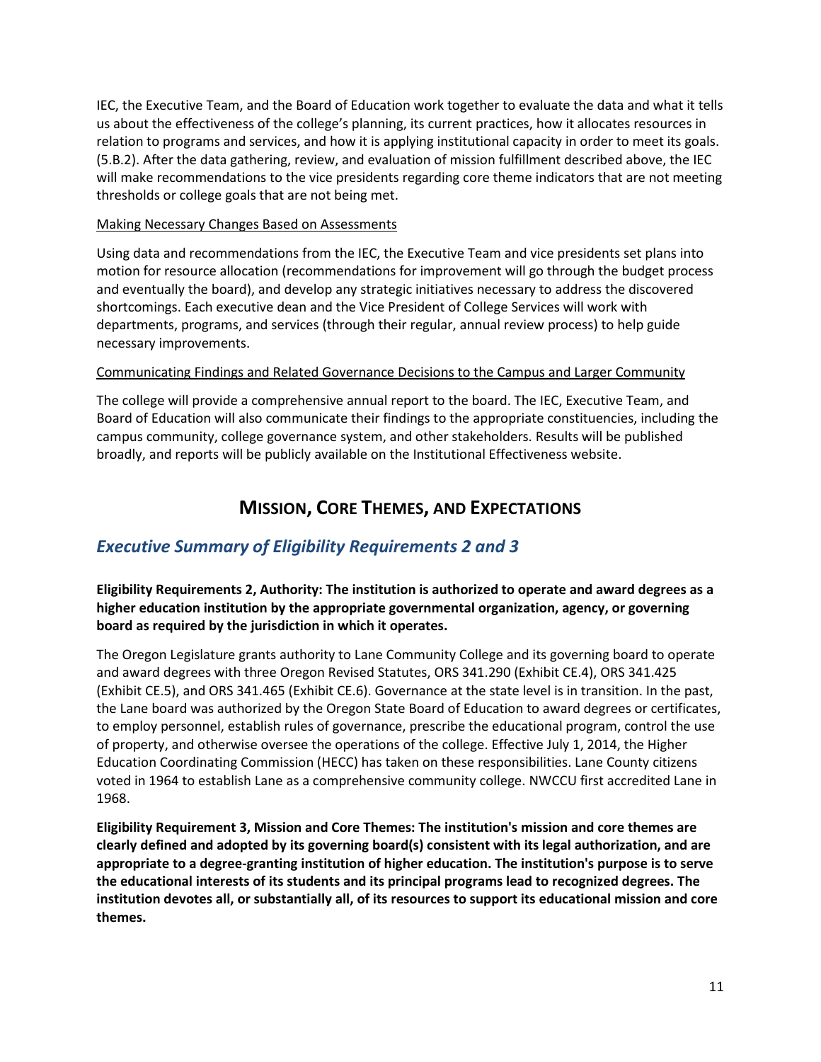IEC, the Executive Team, and the Board of Education work together to evaluate the data and what it tells us about the effectiveness of the college's planning, its current practices, how it allocates resources in relation to programs and services, and how it is applying institutional capacity in order to meet its goals. (5.B.2). After the data gathering, review, and evaluation of mission fulfillment described above, the IEC will make recommendations to the vice presidents regarding core theme indicators that are not meeting thresholds or college goals that are not being met.

Making Necessary Changes Based on Assessments

Using data and recommendations from the IEC, the Executive Team and vice presidents set plans into motion for resource allocation (recommendations for improvement will go through the budget process and eventually the board), and develop any strategic initiatives necessary to address the discovered shortcomings. Each executive dean and the Vice President of College Services will work with departments, programs, and services (through their regular, annual review process) to help guide necessary improvements.

Communicating Findings and Related Governance Decisions to the Campus and Larger Community

The college will provide a comprehensive annual report to the board. The IEC, Executive Team, and Board of Education will also communicate their findings to the appropriate constituencies, including the campus community, college governance system, and other stakeholders. Results will be published broadly, and reports will be publicly available on the Institutional Effectiveness website.

# MISSION, CORE THEMES, AND EXPECTATIONS

## *Executive Summary of Eligibility Requirements 2 and 3*

**Eligibility Requirements 2, Authority: The institution is authorized to operate and award degrees as a higher education institution by the appropriate governmental organization, agency, or governing board as required by the jurisdiction in which it operates.**

The Oregon Legislature grants authority to Lane Community College and its governing board to operate and award degrees with three Oregon Revised Statutes, ORS 341.290 (Exhibit CE.4), ORS 341.425 (Exhibit CE.5), and ORS 341.465 (Exhibit CE.6). Governance at the state level is in transition. In the past, the Lane board was authorized by the Oregon State Board of Education to award degrees or certificates, to employ personnel, establish rules of governance, prescribe the educational program, control the use of property, and otherwise oversee the operations of the college. Effective July 1, 2014, the Higher Education Coordinating Commission (HECC) has taken on these responsibilities. Lane County citizens voted in 1964 to establish Lane as a comprehensive community college. NWCCU first accredited Lane in 1968.

**Eligibility Requirement 3, Mission and Core Themes: The institution's mission and core themes are clearly defined and adopted by its governing board(s) consistent with its legal authorization, and are appropriate to a degree-granting institution of higher education. The institution's purpose is to serve the educational interests of its students and its principal programs lead to recognized degrees. The institution devotes all, or substantially all, of its resources to support its educational mission and core themes.**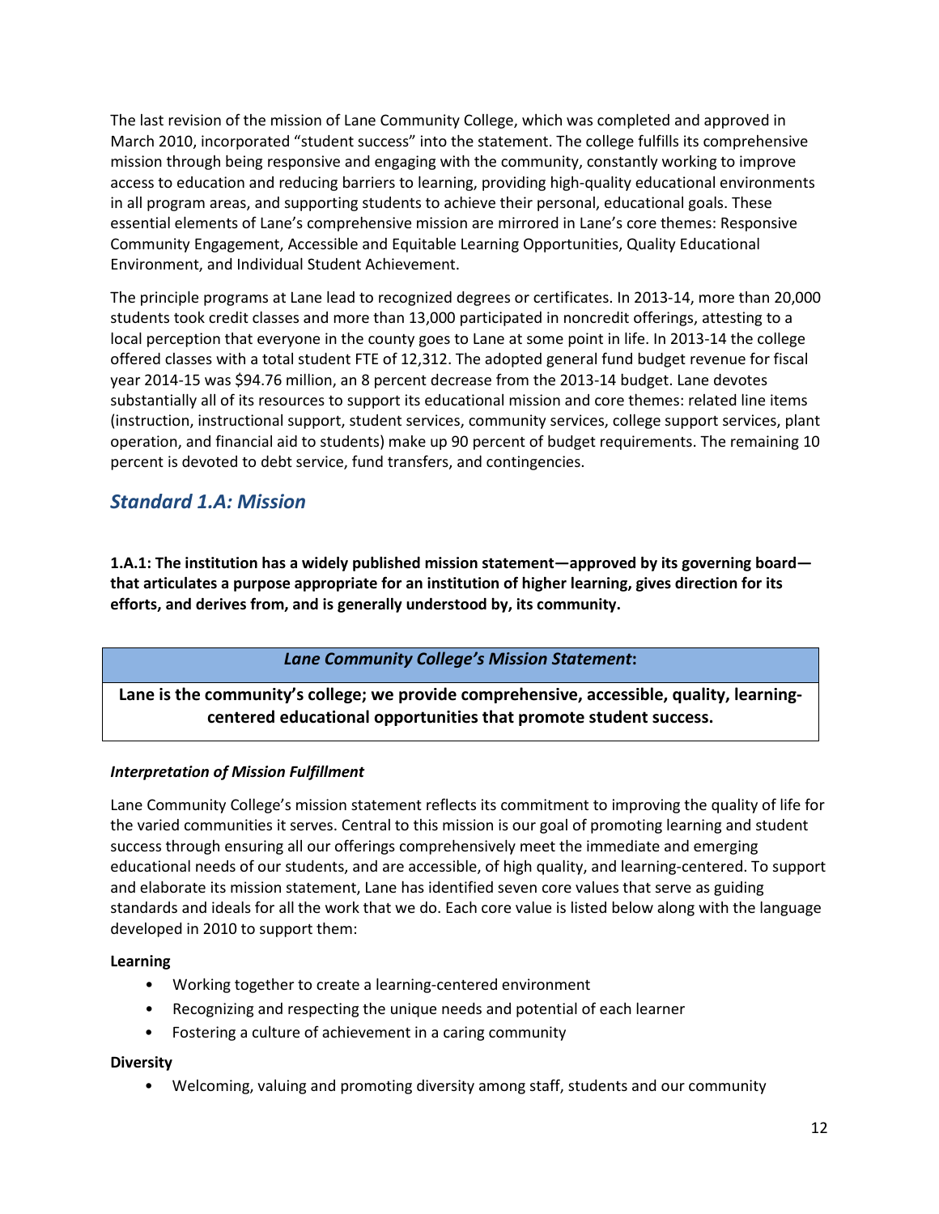The last revision of the mission of Lane Community College, which was completed and approved in March 2010, incorporated "student success" into the statement. The college fulfills its comprehensive mission through being responsive and engaging with the community, constantly working to improve access to education and reducing barriers to learning, providing high-quality educational environments in all program areas, and supporting students to achieve their personal, educational goals. These essential elements of Lane's comprehensive mission are mirrored in Lane's core themes: Responsive Community Engagement, Accessible and Equitable Learning Opportunities, Quality Educational Environment, and Individual Student Achievement.

The principle programs at Lane lead to recognized degrees or certificates. In 2013-14, more than 20,000 students took credit classes and more than 13,000 participated in noncredit offerings, attesting to a local perception that everyone in the county goes to Lane at some point in life. In 2013-14 the college offered classes with a total student FTE of 12,312. The adopted general fund budget revenue for fiscal year 2014-15 was $94.76 million, an 8 percent decrease from the 2013-14 budget. Lane devotes substantially all of its resources to support its educational mission and core themes: related line items (instruction, instructional support, student services, community services, college support services, plant operation, and financial aid to students) make up 90 percent of budget requirements. The remaining 10 percent is devoted to debt service, fund transfers, and contingencies.

## *Standard 1.A: Mission*

**1.A.1: The institution has a widely published mission statement—approved by its governing board—that articulates a purpose appropriate for an institution of higher learning, gives direction for its efforts, and derives from, and is generally understood by, its community.**

| ***Lane Community College's Mission Statement*:** |
| --- |
| **Lane is the community's college; we provide comprehensive, accessible, quality, learning-centered educational opportunities that promote student success.** |

***Interpretation of Mission Fulfillment***

Lane Community College's mission statement reflects its commitment to improving the quality of life for the varied communities it serves. Central to this mission is our goal of promoting learning and student success through ensuring all our offerings comprehensively meet the immediate and emerging educational needs of our students, and are accessible, of high quality, and learning-centered. To support and elaborate its mission statement, Lane has identified seven core values that serve as guiding standards and ideals for all the work that we do. Each core value is listed below along with the language developed in 2010 to support them:

**Learning**

- Working together to create a learning-centered environment
- Recognizing and respecting the unique needs and potential of each learner
- Fostering a culture of achievement in a caring community

**Diversity**

- Welcoming, valuing and promoting diversity among staff, students and our community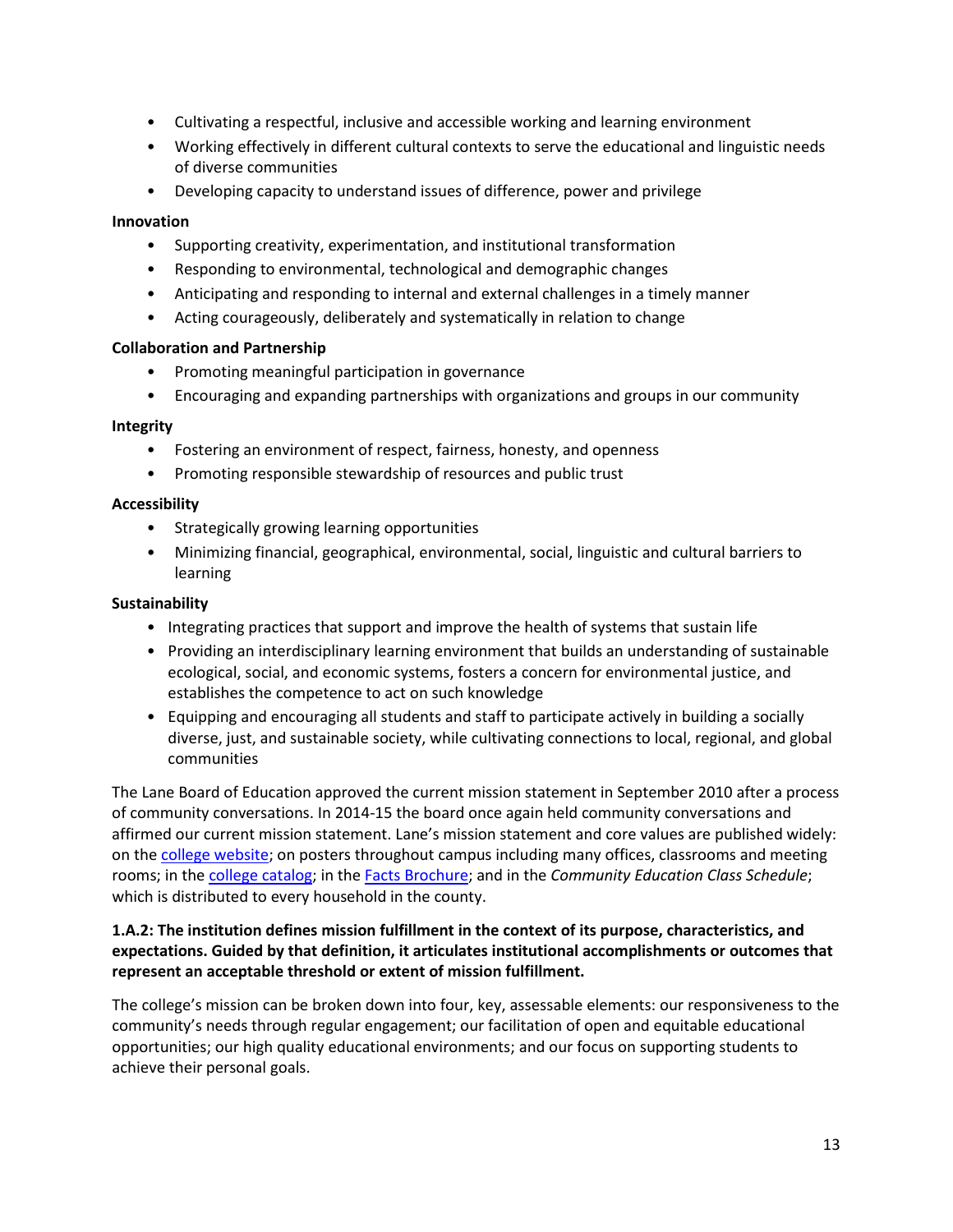- Cultivating a respectful, inclusive and accessible working and learning environment
- Working effectively in different cultural contexts to serve the educational and linguistic needs of diverse communities
- Developing capacity to understand issues of difference, power and privilege

**Innovation**

- Supporting creativity, experimentation, and institutional transformation
- Responding to environmental, technological and demographic changes
- Anticipating and responding to internal and external challenges in a timely manner
- Acting courageously, deliberately and systematically in relation to change

**Collaboration and Partnership**

- Promoting meaningful participation in governance
- Encouraging and expanding partnerships with organizations and groups in our community

**Integrity**

- Fostering an environment of respect, fairness, honesty, and openness
- Promoting responsible stewardship of resources and public trust

**Accessibility**

- Strategically growing learning opportunities
- Minimizing financial, geographical, environmental, social, linguistic and cultural barriers to learning

**Sustainability**

- Integrating practices that support and improve the health of systems that sustain life
- Providing an interdisciplinary learning environment that builds an understanding of sustainable ecological, social, and economic systems, fosters a concern for environmental justice, and establishes the competence to act on such knowledge
- Equipping and encouraging all students and staff to participate actively in building a socially diverse, just, and sustainable society, while cultivating connections to local, regional, and global communities

The Lane Board of Education approved the current mission statement in September 2010 after a process of community conversations. In 2014-15 the board once again held community conversations and affirmed our current mission statement. Lane's mission statement and core values are published widely: on the college website; on posters throughout campus including many offices, classrooms and meeting rooms; in the college catalog; in the Facts Brochure; and in the *Community Education Class Schedule*; which is distributed to every household in the county.

**1.A.2: The institution defines mission fulfillment in the context of its purpose, characteristics, and expectations. Guided by that definition, it articulates institutional accomplishments or outcomes that represent an acceptable threshold or extent of mission fulfillment.**

The college's mission can be broken down into four, key, assessable elements: our responsiveness to the community's needs through regular engagement; our facilitation of open and equitable educational opportunities; our high quality educational environments; and our focus on supporting students to achieve their personal goals.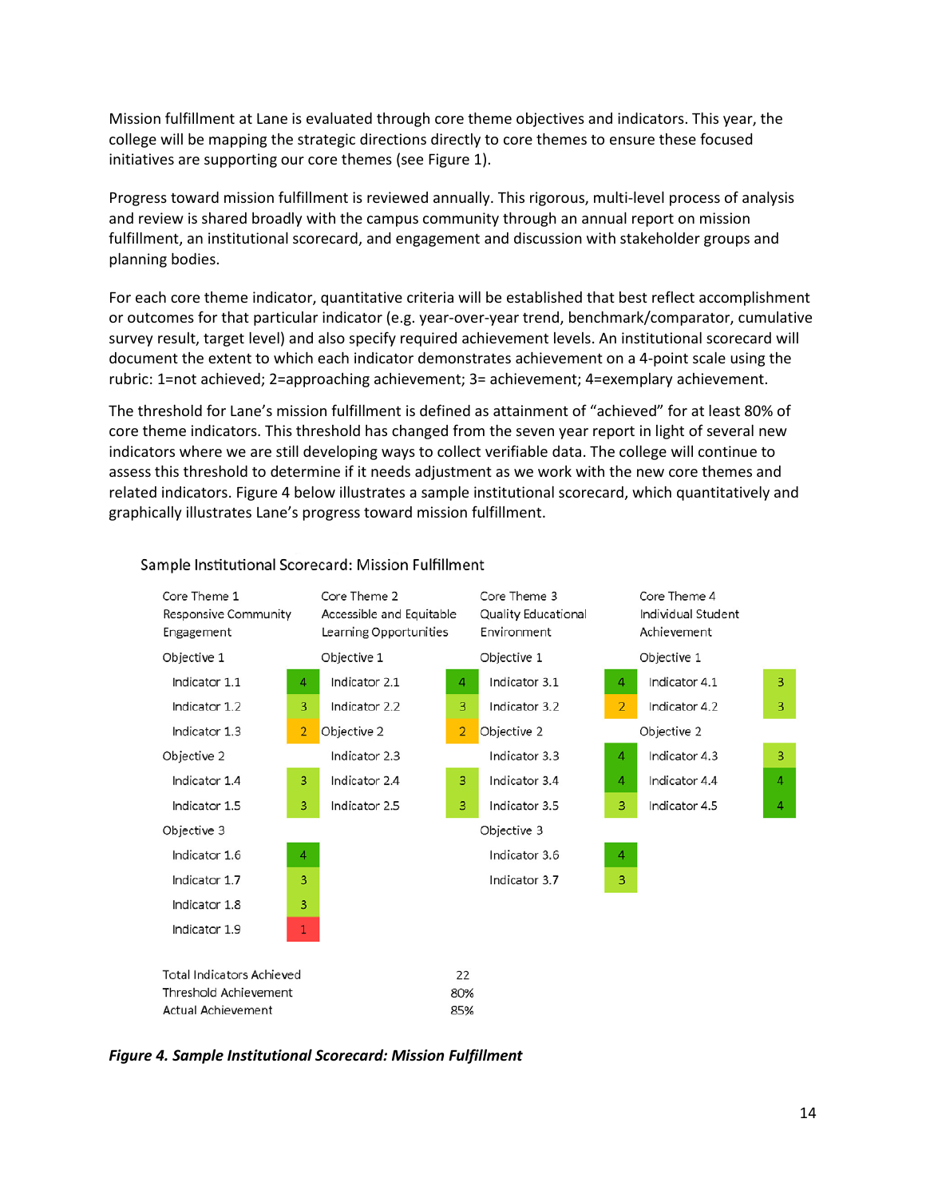Mission fulfillment at Lane is evaluated through core theme objectives and indicators. This year, the college will be mapping the strategic directions directly to core themes to ensure these focused initiatives are supporting our core themes (see Figure 1).

Progress toward mission fulfillment is reviewed annually. This rigorous, multi-level process of analysis and review is shared broadly with the campus community through an annual report on mission fulfillment, an institutional scorecard, and engagement and discussion with stakeholder groups and planning bodies.

For each core theme indicator, quantitative criteria will be established that best reflect accomplishment or outcomes for that particular indicator (e.g. year-over-year trend, benchmark/comparator, cumulative survey result, target level) and also specify required achievement levels. An institutional scorecard will document the extent to which each indicator demonstrates achievement on a 4-point scale using the rubric: 1=not achieved; 2=approaching achievement; 3= achievement; 4=exemplary achievement.

The threshold for Lane's mission fulfillment is defined as attainment of "achieved" for at least 80% of core theme indicators. This threshold has changed from the seven year report in light of several new indicators where we are still developing ways to collect verifiable data. The college will continue to assess this threshold to determine if it needs adjustment as we work with the new core themes and related indicators. Figure 4 below illustrates a sample institutional scorecard, which quantitatively and graphically illustrates Lane's progress toward mission fulfillment.

**Sample Institutional Scorecard: Mission Fulfillment**

| Core Theme 1 Responsive Community Engagement | | Core Theme 2 Accessible and Equitable Learning Opportunities | | Core Theme 3 Quality Educational Environment | | Core Theme 4 Individual Student Achievement | |
|---|---|---|---|---|---|---|---|
| Objective 1 | | Objective 1 | | Objective 1 | | Objective 1 | |
| Indicator 1.1 | 4 | Indicator 2.1 | 4 | Indicator 3.1 | 4 | Indicator 4.1 | 3 |
| Indicator 1.2 | 3 | Indicator 2.2 | 3 | Indicator 3.2 | 2 | Indicator 4.2 | 3 |
| Indicator 1.3 | 2 | Objective 2 | 2 | Objective 2 | | Objective 2 | |
| Objective 2 | | Indicator 2.3 | | Indicator 3.3 | 4 | Indicator 4.3 | 3 |
| Indicator 1.4 | 3 | Indicator 2.4 | 3 | Indicator 3.4 | 4 | Indicator 4.4 | 4 |
| Indicator 1.5 | 3 | Indicator 2.5 | 3 | Indicator 3.5 | 3 | Indicator 4.5 | 4 |
| Objective 3 | | | | Objective 3 | | | |
| Indicator 1.6 | 4 | | | Indicator 3.6 | 4 | | |
| Indicator 1.7 | 3 | | | Indicator 3.7 | 3 | | |
| Indicator 1.8 | 3 | | | | | | |
| Indicator 1.9 | 1 | | | | | | |

Total Indicators Achieved 22
Threshold Achievement 80%
Actual Achievement 85%

***Figure 4. Sample Institutional Scorecard: Mission Fulfillment***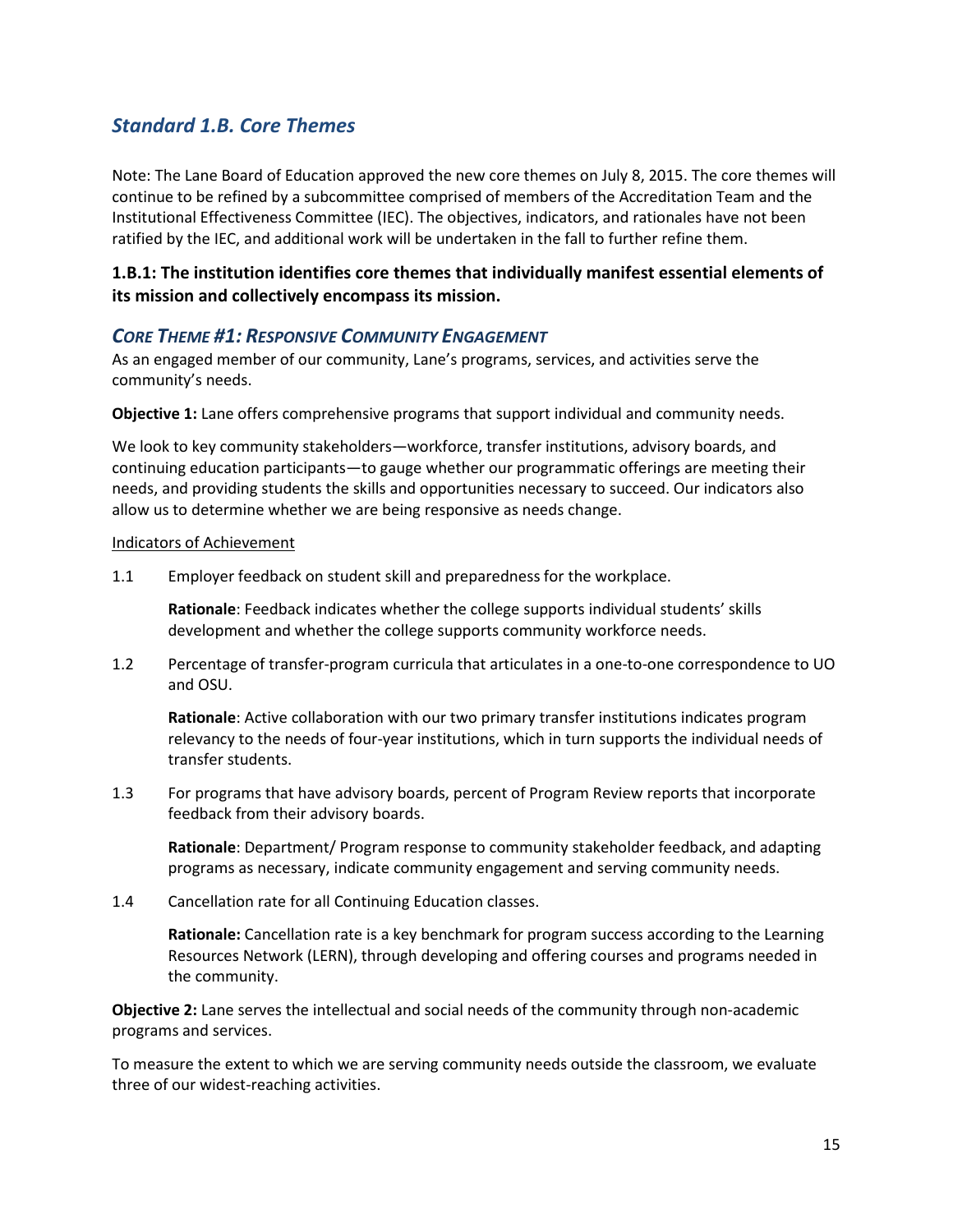## *Standard 1.B. Core Themes*

Note: The Lane Board of Education approved the new core themes on July 8, 2015. The core themes will continue to be refined by a subcommittee comprised of members of the Accreditation Team and the Institutional Effectiveness Committee (IEC). The objectives, indicators, and rationales have not been ratified by the IEC, and additional work will be undertaken in the fall to further refine them.

### 1.B.1: The institution identifies core themes that individually manifest essential elements of its mission and collectively encompass its mission.

### *Core Theme #1: Responsive Community Engagement*

As an engaged member of our community, Lane's programs, services, and activities serve the community's needs.

**Objective 1:** Lane offers comprehensive programs that support individual and community needs.

We look to key community stakeholders—workforce, transfer institutions, advisory boards, and continuing education participants—to gauge whether our programmatic offerings are meeting their needs, and providing students the skills and opportunities necessary to succeed. Our indicators also allow us to determine whether we are being responsive as needs change.

<u>Indicators of Achievement</u>

1.1 Employer feedback on student skill and preparedness for the workplace.

   **Rationale**: Feedback indicates whether the college supports individual students' skills development and whether the college supports community workforce needs.

1.2 Percentage of transfer-program curricula that articulates in a one-to-one correspondence to UO and OSU.

   **Rationale**: Active collaboration with our two primary transfer institutions indicates program relevancy to the needs of four-year institutions, which in turn supports the individual needs of transfer students.

1.3 For programs that have advisory boards, percent of Program Review reports that incorporate feedback from their advisory boards.

   **Rationale**: Department/ Program response to community stakeholder feedback, and adapting programs as necessary, indicate community engagement and serving community needs.

1.4 Cancellation rate for all Continuing Education classes.

   **Rationale:** Cancellation rate is a key benchmark for program success according to the Learning Resources Network (LERN), through developing and offering courses and programs needed in the community.

**Objective 2:** Lane serves the intellectual and social needs of the community through non-academic programs and services.

To measure the extent to which we are serving community needs outside the classroom, we evaluate three of our widest-reaching activities.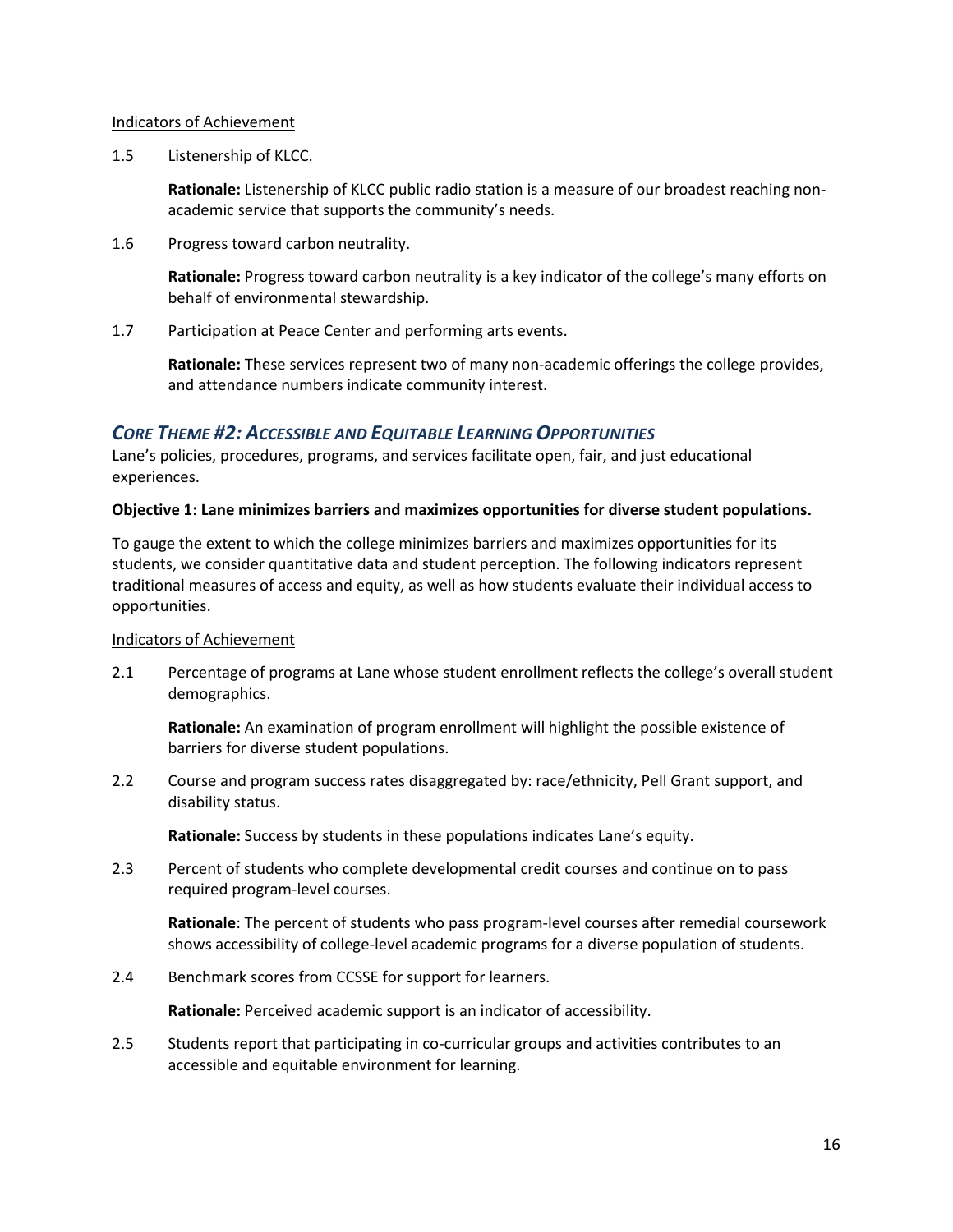Indicators of Achievement

1.5 Listenership of KLCC.

**Rationale:** Listenership of KLCC public radio station is a measure of our broadest reaching non-academic service that supports the community's needs.

1.6 Progress toward carbon neutrality.

**Rationale:** Progress toward carbon neutrality is a key indicator of the college's many efforts on behalf of environmental stewardship.

1.7 Participation at Peace Center and performing arts events.

**Rationale:** These services represent two of many non-academic offerings the college provides, and attendance numbers indicate community interest.

## *Core Theme #2: Accessible and Equitable Learning Opportunities*

Lane's policies, procedures, programs, and services facilitate open, fair, and just educational experiences.

**Objective 1: Lane minimizes barriers and maximizes opportunities for diverse student populations.**

To gauge the extent to which the college minimizes barriers and maximizes opportunities for its students, we consider quantitative data and student perception. The following indicators represent traditional measures of access and equity, as well as how students evaluate their individual access to opportunities.

Indicators of Achievement

2.1 Percentage of programs at Lane whose student enrollment reflects the college's overall student demographics.

**Rationale:** An examination of program enrollment will highlight the possible existence of barriers for diverse student populations.

2.2 Course and program success rates disaggregated by: race/ethnicity, Pell Grant support, and disability status.

**Rationale:** Success by students in these populations indicates Lane's equity.

2.3 Percent of students who complete developmental credit courses and continue on to pass required program-level courses.

**Rationale**: The percent of students who pass program-level courses after remedial coursework shows accessibility of college-level academic programs for a diverse population of students.

2.4 Benchmark scores from CCSSE for support for learners.

**Rationale:** Perceived academic support is an indicator of accessibility.

2.5 Students report that participating in co-curricular groups and activities contributes to an accessible and equitable environment for learning.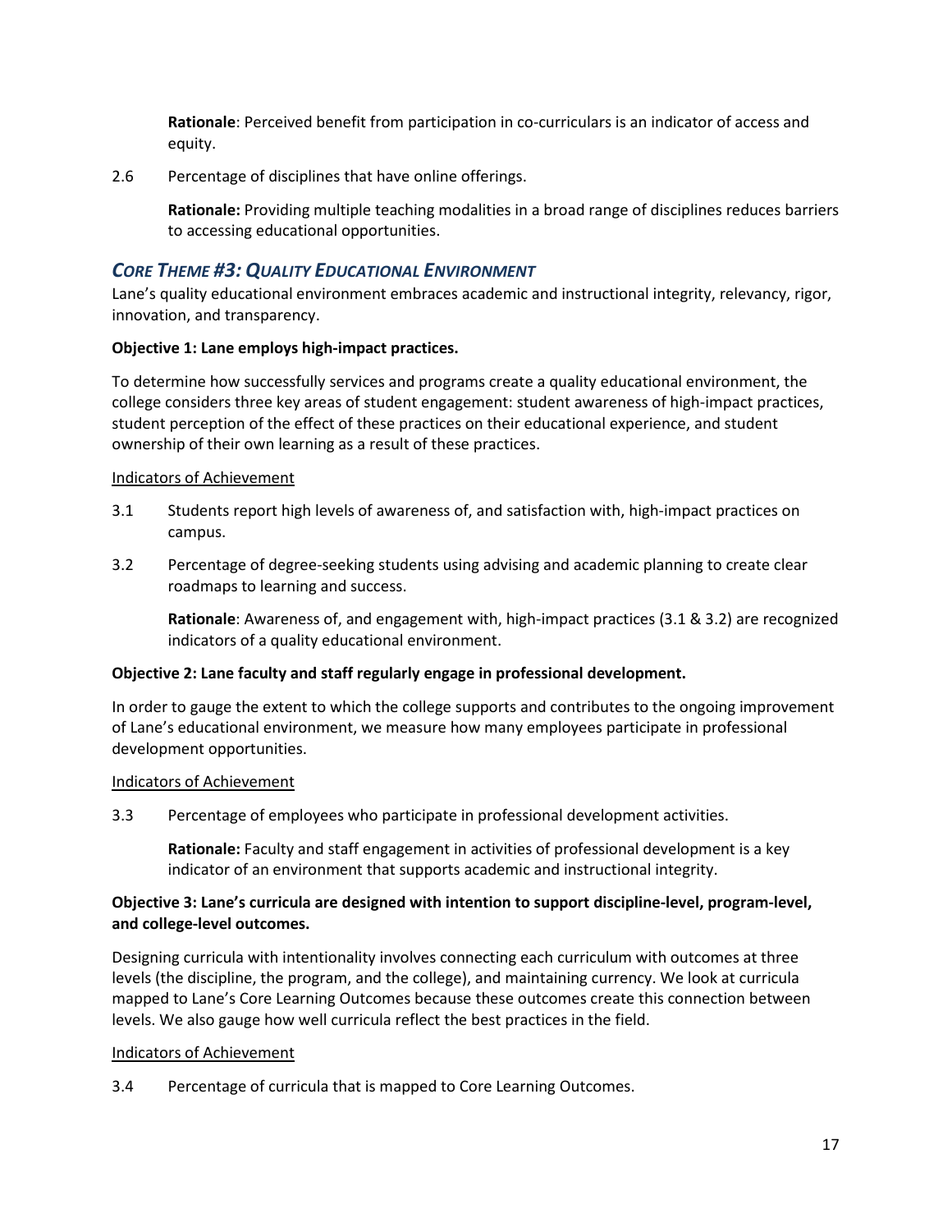**Rationale**: Perceived benefit from participation in co-curriculars is an indicator of access and equity.

2.6 Percentage of disciplines that have online offerings.

**Rationale:** Providing multiple teaching modalities in a broad range of disciplines reduces barriers to accessing educational opportunities.

## *Core Theme #3: Quality Educational Environment*

Lane's quality educational environment embraces academic and instructional integrity, relevancy, rigor, innovation, and transparency.

**Objective 1: Lane employs high-impact practices.**

To determine how successfully services and programs create a quality educational environment, the college considers three key areas of student engagement: student awareness of high-impact practices, student perception of the effect of these practices on their educational experience, and student ownership of their own learning as a result of these practices.

Indicators of Achievement

3.1 Students report high levels of awareness of, and satisfaction with, high-impact practices on campus.

3.2 Percentage of degree-seeking students using advising and academic planning to create clear roadmaps to learning and success.

**Rationale**: Awareness of, and engagement with, high-impact practices (3.1 & 3.2) are recognized indicators of a quality educational environment.

**Objective 2: Lane faculty and staff regularly engage in professional development.**

In order to gauge the extent to which the college supports and contributes to the ongoing improvement of Lane's educational environment, we measure how many employees participate in professional development opportunities.

Indicators of Achievement

3.3 Percentage of employees who participate in professional development activities.

**Rationale:** Faculty and staff engagement in activities of professional development is a key indicator of an environment that supports academic and instructional integrity.

**Objective 3: Lane's curricula are designed with intention to support discipline-level, program-level, and college-level outcomes.**

Designing curricula with intentionality involves connecting each curriculum with outcomes at three levels (the discipline, the program, and the college), and maintaining currency. We look at curricula mapped to Lane's Core Learning Outcomes because these outcomes create this connection between levels. We also gauge how well curricula reflect the best practices in the field.

Indicators of Achievement

3.4 Percentage of curricula that is mapped to Core Learning Outcomes.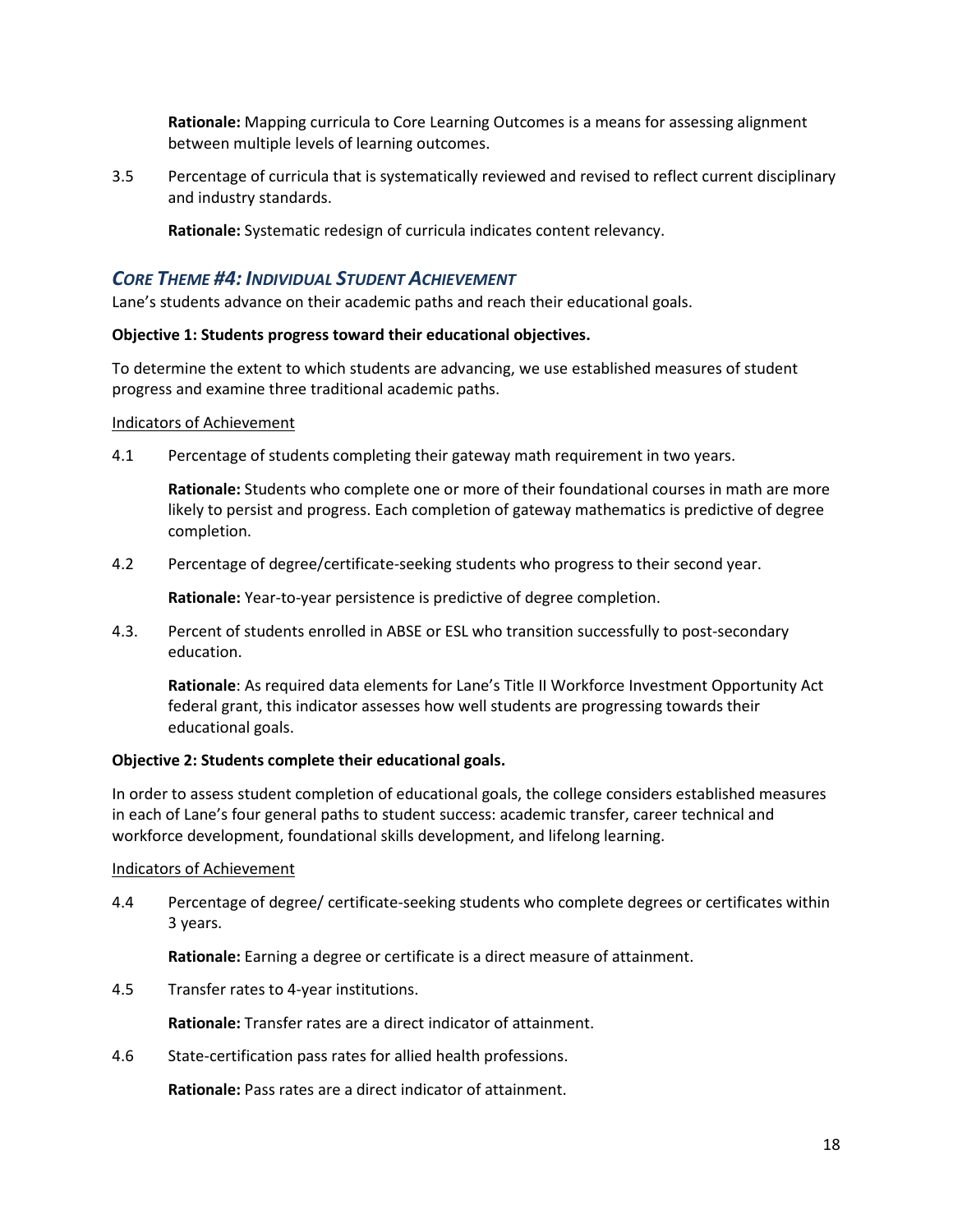**Rationale:** Mapping curricula to Core Learning Outcomes is a means for assessing alignment between multiple levels of learning outcomes.

3.5 Percentage of curricula that is systematically reviewed and revised to reflect current disciplinary and industry standards.

**Rationale:** Systematic redesign of curricula indicates content relevancy.

## *CORE THEME #4: INDIVIDUAL STUDENT ACHIEVEMENT*

Lane's students advance on their academic paths and reach their educational goals.

**Objective 1: Students progress toward their educational objectives.**

To determine the extent to which students are advancing, we use established measures of student progress and examine three traditional academic paths.

<u>Indicators of Achievement</u>

4.1 Percentage of students completing their gateway math requirement in two years.

**Rationale:** Students who complete one or more of their foundational courses in math are more likely to persist and progress. Each completion of gateway mathematics is predictive of degree completion.

4.2 Percentage of degree/certificate-seeking students who progress to their second year.

**Rationale:** Year-to-year persistence is predictive of degree completion.

4.3. Percent of students enrolled in ABSE or ESL who transition successfully to post-secondary education.

**Rationale**: As required data elements for Lane's Title II Workforce Investment Opportunity Act federal grant, this indicator assesses how well students are progressing towards their educational goals.

**Objective 2: Students complete their educational goals.**

In order to assess student completion of educational goals, the college considers established measures in each of Lane's four general paths to student success: academic transfer, career technical and workforce development, foundational skills development, and lifelong learning.

<u>Indicators of Achievement</u>

4.4 Percentage of degree/ certificate-seeking students who complete degrees or certificates within 3 years.

**Rationale:** Earning a degree or certificate is a direct measure of attainment.

4.5 Transfer rates to 4-year institutions.

**Rationale:** Transfer rates are a direct indicator of attainment.

4.6 State-certification pass rates for allied health professions.

**Rationale:** Pass rates are a direct indicator of attainment.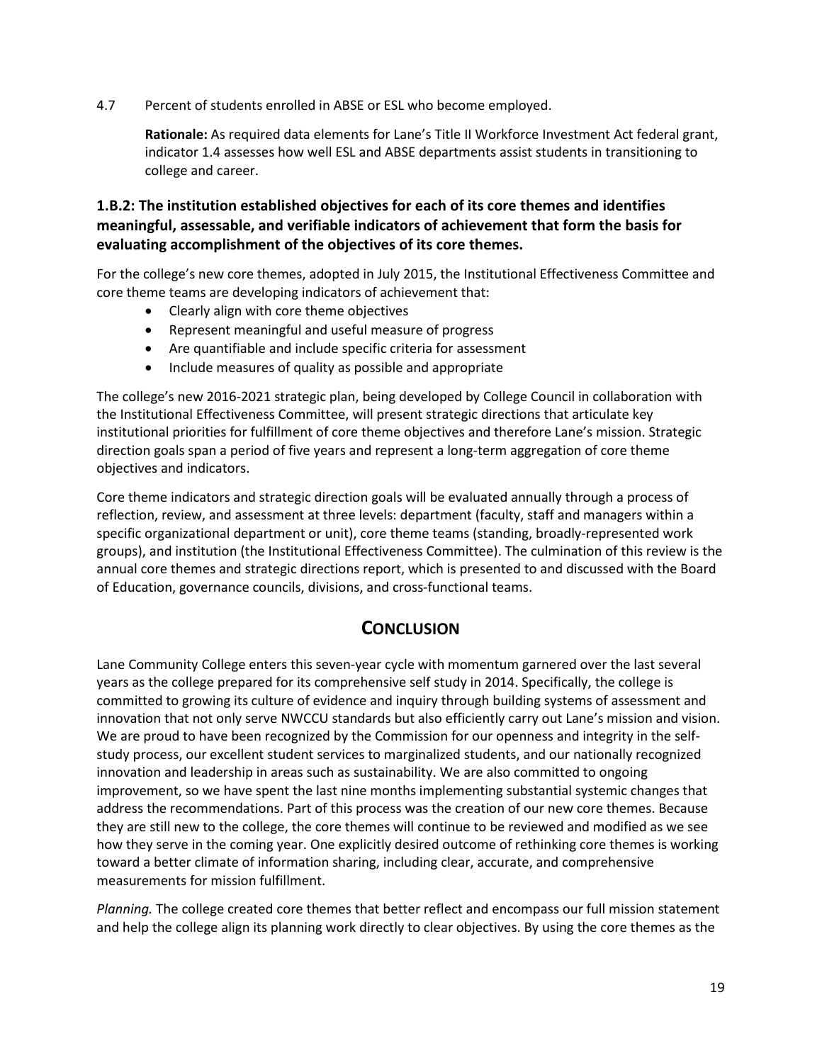4.7 Percent of students enrolled in ABSE or ESL who become employed.

**Rationale:** As required data elements for Lane's Title II Workforce Investment Act federal grant, indicator 1.4 assesses how well ESL and ABSE departments assist students in transitioning to college and career.

### 1.B.2: The institution established objectives for each of its core themes and identifies meaningful, assessable, and verifiable indicators of achievement that form the basis for evaluating accomplishment of the objectives of its core themes.

For the college's new core themes, adopted in July 2015, the Institutional Effectiveness Committee and core theme teams are developing indicators of achievement that:

- Clearly align with core theme objectives
- Represent meaningful and useful measure of progress
- Are quantifiable and include specific criteria for assessment
- Include measures of quality as possible and appropriate

The college's new 2016-2021 strategic plan, being developed by College Council in collaboration with the Institutional Effectiveness Committee, will present strategic directions that articulate key institutional priorities for fulfillment of core theme objectives and therefore Lane's mission. Strategic direction goals span a period of five years and represent a long-term aggregation of core theme objectives and indicators.

Core theme indicators and strategic direction goals will be evaluated annually through a process of reflection, review, and assessment at three levels: department (faculty, staff and managers within a specific organizational department or unit), core theme teams (standing, broadly-represented work groups), and institution (the Institutional Effectiveness Committee). The culmination of this review is the annual core themes and strategic directions report, which is presented to and discussed with the Board of Education, governance councils, divisions, and cross-functional teams.

## Conclusion

Lane Community College enters this seven-year cycle with momentum garnered over the last several years as the college prepared for its comprehensive self study in 2014. Specifically, the college is committed to growing its culture of evidence and inquiry through building systems of assessment and innovation that not only serve NWCCU standards but also efficiently carry out Lane's mission and vision. We are proud to have been recognized by the Commission for our openness and integrity in the self-study process, our excellent student services to marginalized students, and our nationally recognized innovation and leadership in areas such as sustainability. We are also committed to ongoing improvement, so we have spent the last nine months implementing substantial systemic changes that address the recommendations. Part of this process was the creation of our new core themes. Because they are still new to the college, the core themes will continue to be reviewed and modified as we see how they serve in the coming year. One explicitly desired outcome of rethinking core themes is working toward a better climate of information sharing, including clear, accurate, and comprehensive measurements for mission fulfillment.

*Planning.* The college created core themes that better reflect and encompass our full mission statement and help the college align its planning work directly to clear objectives. By using the core themes as the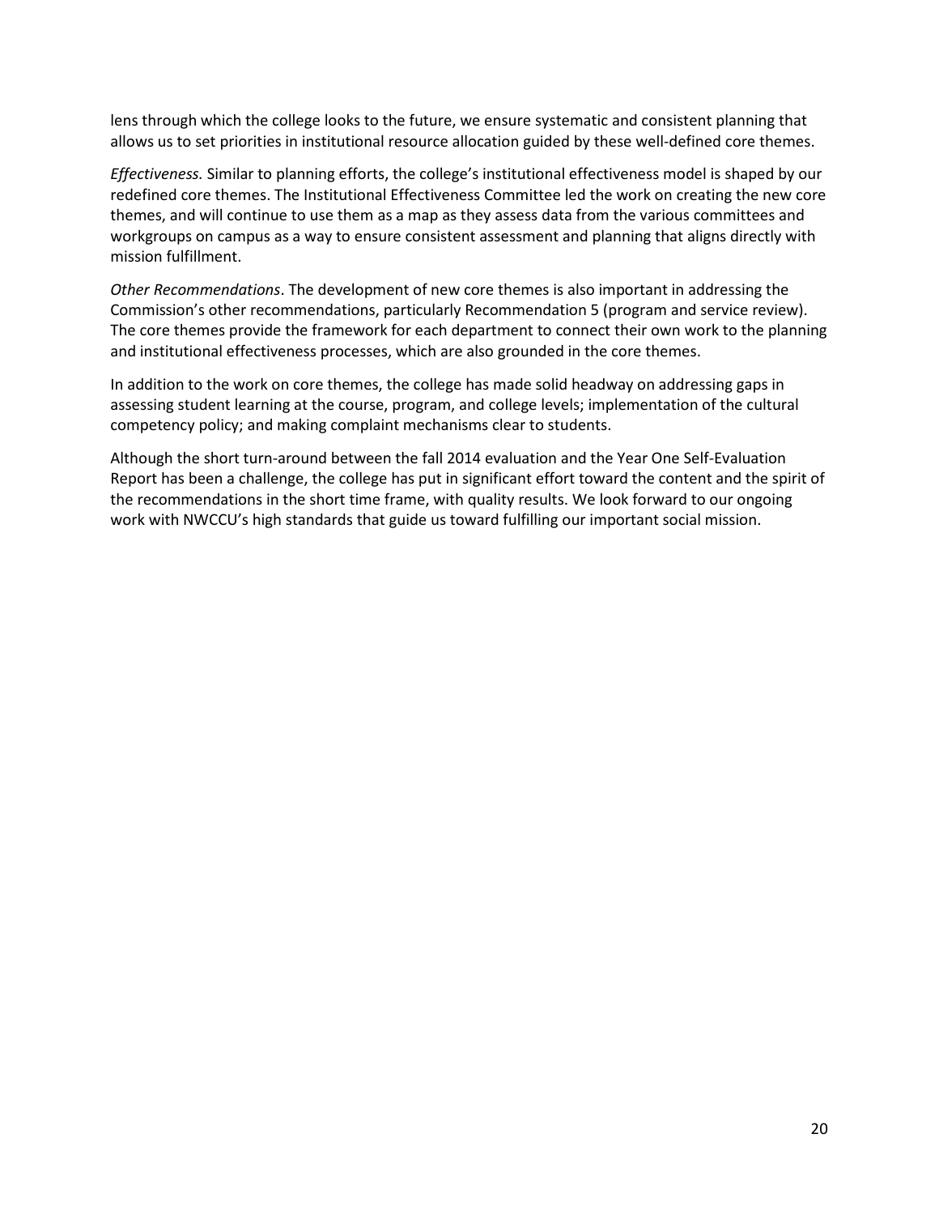lens through which the college looks to the future, we ensure systematic and consistent planning that allows us to set priorities in institutional resource allocation guided by these well-defined core themes.

*Effectiveness.* Similar to planning efforts, the college's institutional effectiveness model is shaped by our redefined core themes. The Institutional Effectiveness Committee led the work on creating the new core themes, and will continue to use them as a map as they assess data from the various committees and workgroups on campus as a way to ensure consistent assessment and planning that aligns directly with mission fulfillment.

*Other Recommendations*. The development of new core themes is also important in addressing the Commission's other recommendations, particularly Recommendation 5 (program and service review). The core themes provide the framework for each department to connect their own work to the planning and institutional effectiveness processes, which are also grounded in the core themes.

In addition to the work on core themes, the college has made solid headway on addressing gaps in assessing student learning at the course, program, and college levels; implementation of the cultural competency policy; and making complaint mechanisms clear to students.

Although the short turn-around between the fall 2014 evaluation and the Year One Self-Evaluation Report has been a challenge, the college has put in significant effort toward the content and the spirit of the recommendations in the short time frame, with quality results. We look forward to our ongoing work with NWCCU's high standards that guide us toward fulfilling our important social mission.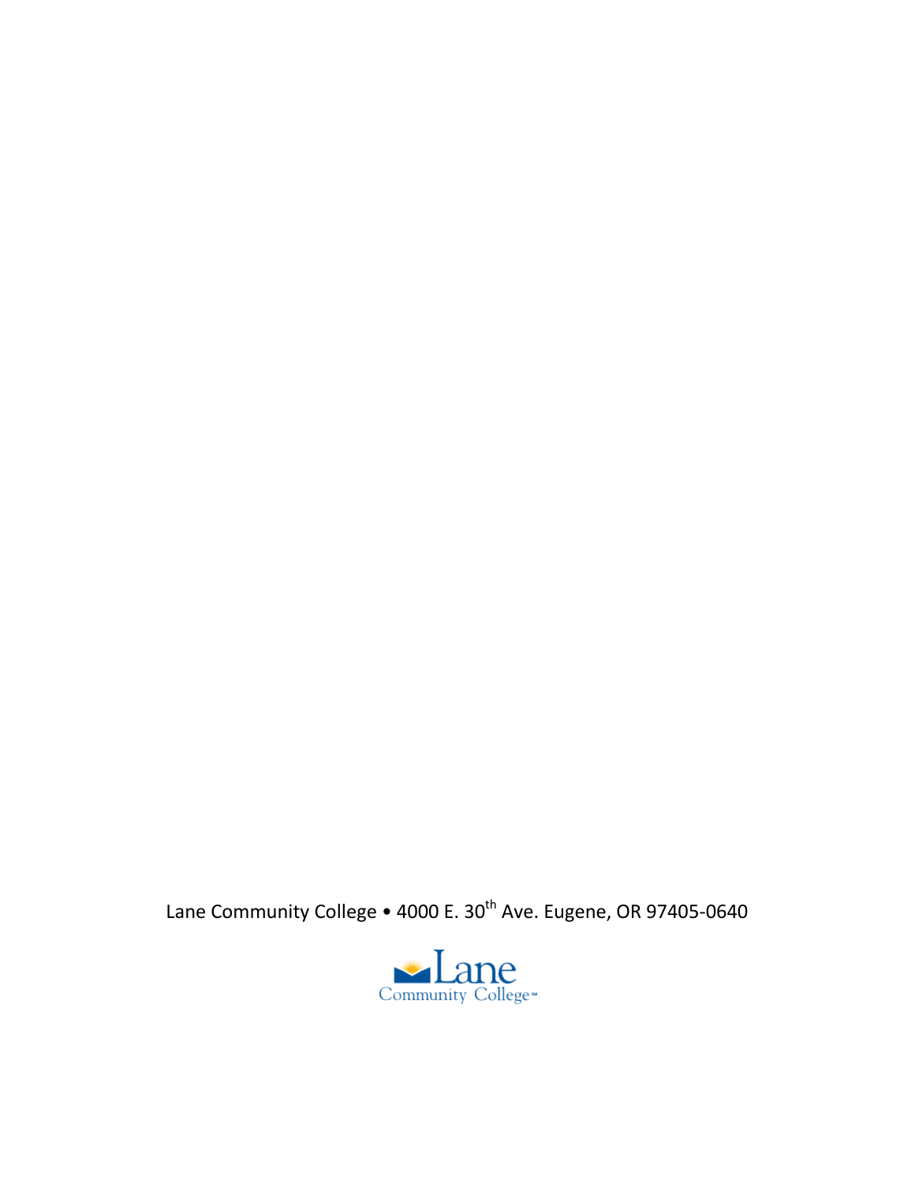Lane Community College • 4000 E. 30th Ave. Eugene, OR 97405-0640

Lane
Community College